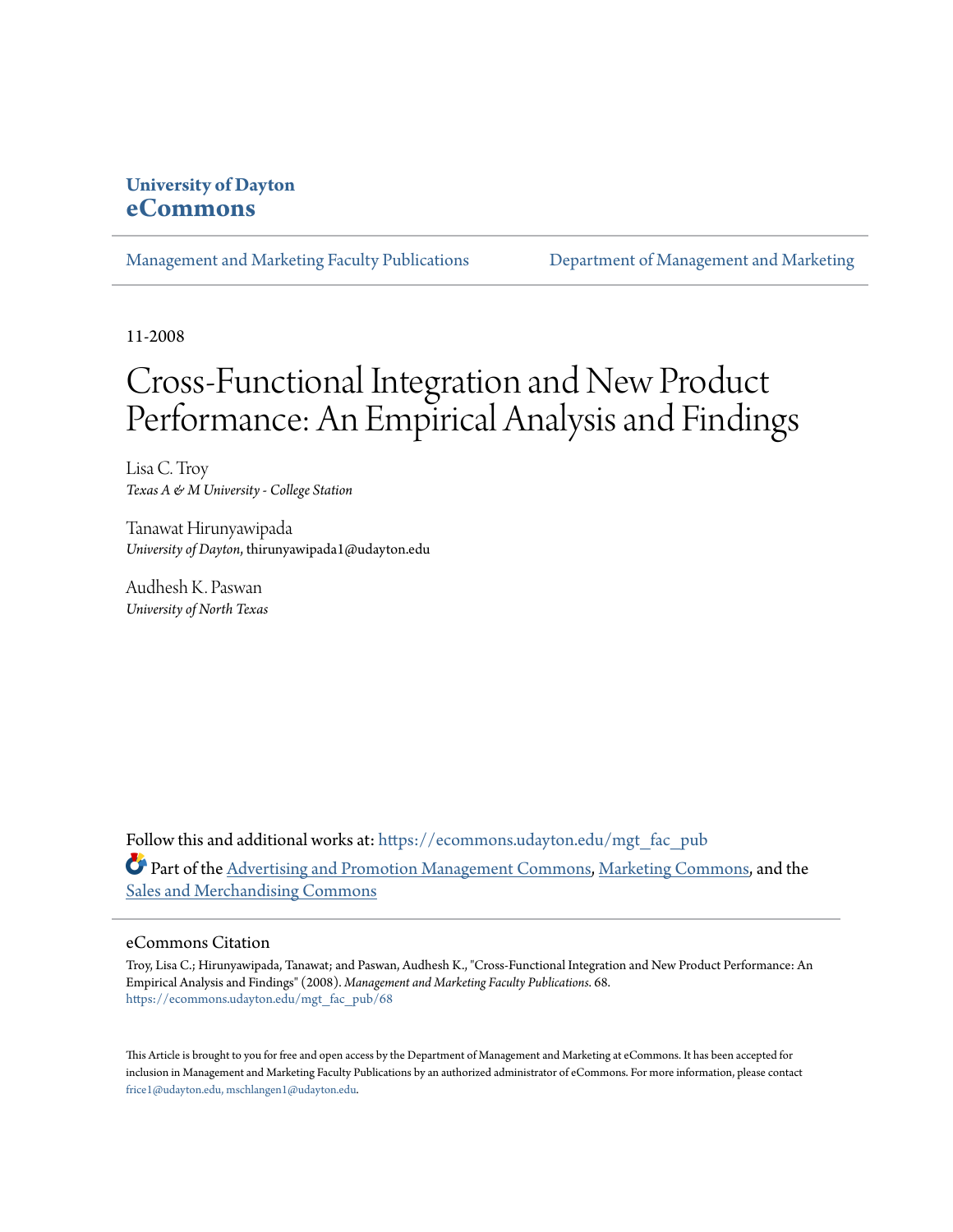University of Dayton
**eCommons**

Management and Marketing Faculty Publications | Department of Management and Marketing

11-2008

# Cross-Functional Integration and New Product Performance: An Empirical Analysis and Findings

Lisa C. Troy
*Texas A & M University - College Station*

Tanawat Hirunyawipada
*University of Dayton*, thirunyawipada1@udayton.edu

Audhesh K. Paswan
*University of North Texas*

Follow this and additional works at: https://ecommons.udayton.edu/mgt_fac_pub

Part of the Advertising and Promotion Management Commons, Marketing Commons, and the Sales and Merchandising Commons

## eCommons Citation

Troy, Lisa C.; Hirunyawipada, Tanawat; and Paswan, Audhesh K., "Cross-Functional Integration and New Product Performance: An Empirical Analysis and Findings" (2008). *Management and Marketing Faculty Publications*. 68.
https://ecommons.udayton.edu/mgt_fac_pub/68

This Article is brought to you for free and open access by the Department of Management and Marketing at eCommons. It has been accepted for inclusion in Management and Marketing Faculty Publications by an authorized administrator of eCommons. For more information, please contact frice1@udayton.edu, mschlangen1@udayton.edu.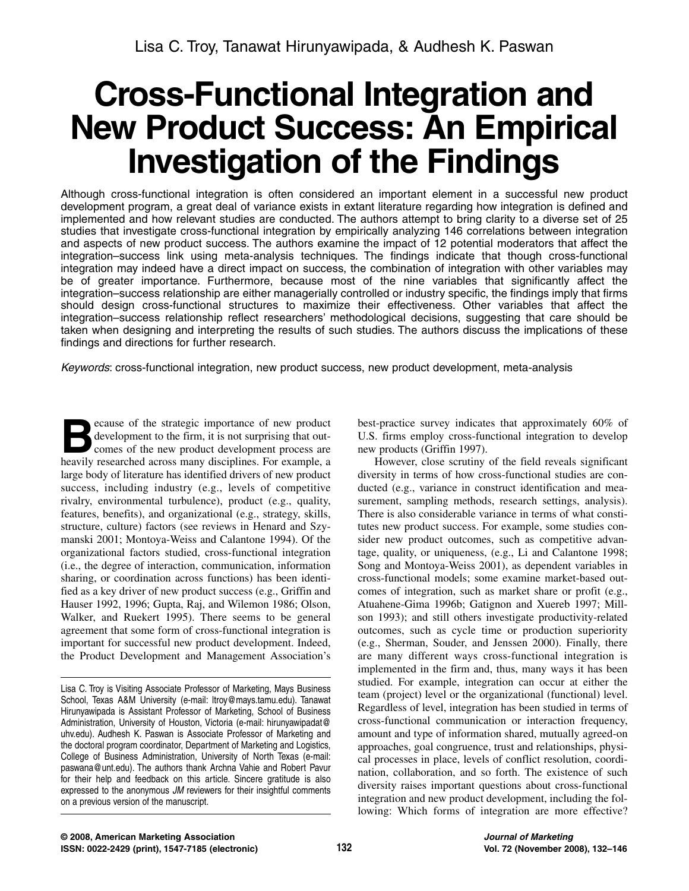Lisa C. Troy, Tanawat Hirunyawipada, & Audhesh K. Paswan

# Cross-Functional Integration and New Product Success: An Empirical Investigation of the Findings

Although cross-functional integration is often considered an important element in a successful new product development program, a great deal of variance exists in extant literature regarding how integration is defined and implemented and how relevant studies are conducted. The authors attempt to bring clarity to a diverse set of 25 studies that investigate cross-functional integration by empirically analyzing 146 correlations between integration and aspects of new product success. The authors examine the impact of 12 potential moderators that affect the integration–success link using meta-analysis techniques. The findings indicate that though cross-functional integration may indeed have a direct impact on success, the combination of integration with other variables may be of greater importance. Furthermore, because most of the nine variables that significantly affect the integration–success relationship are either managerially controlled or industry specific, the findings imply that firms should design cross-functional structures to maximize their effectiveness. Other variables that affect the integration–success relationship reflect researchers' methodological decisions, suggesting that care should be taken when designing and interpreting the results of such studies. The authors discuss the implications of these findings and directions for further research.

*Keywords*: cross-functional integration, new product success, new product development, meta-analysis

Because of the strategic importance of new product development to the firm, it is not surprising that outcomes of the new product development process are heavily researched across many disciplines. For example, a large body of literature has identified drivers of new product success, including industry (e.g., levels of competitive rivalry, environmental turbulence), product (e.g., quality, features, benefits), and organizational (e.g., strategy, skills, structure, culture) factors (see reviews in Henard and Szymanski 2001; Montoya-Weiss and Calantone 1994). Of the organizational factors studied, cross-functional integration (i.e., the degree of interaction, communication, information sharing, or coordination across functions) has been identified as a key driver of new product success (e.g., Griffin and Hauser 1992, 1996; Gupta, Raj, and Wilemon 1986; Olson, Walker, and Ruekert 1995). There seems to be general agreement that some form of cross-functional integration is important for successful new product development. Indeed, the Product Development and Management Association's best-practice survey indicates that approximately 60% of U.S. firms employ cross-functional integration to develop new products (Griffin 1997).

However, close scrutiny of the field reveals significant diversity in terms of how cross-functional studies are conducted (e.g., variance in construct identification and measurement, sampling methods, research settings, analysis). There is also considerable variance in terms of what constitutes new product success. For example, some studies consider new product outcomes, such as competitive advantage, quality, or uniqueness, (e.g., Li and Calantone 1998; Song and Montoya-Weiss 2001), as dependent variables in cross-functional models; some examine market-based outcomes of integration, such as market share or profit (e.g., Atuahene-Gima 1996b; Gatignon and Xuereb 1997; Millson 1993); and still others investigate productivity-related outcomes, such as cycle time or production superiority (e.g., Sherman, Souder, and Jenssen 2000). Finally, there are many different ways cross-functional integration is implemented in the firm and, thus, many ways it has been studied. For example, integration can occur at either the team (project) level or the organizational (functional) level. Regardless of level, integration has been studied in terms of cross-functional communication or interaction frequency, amount and type of information shared, mutually agreed-on approaches, goal congruence, trust and relationships, physical processes in place, levels of conflict resolution, coordination, collaboration, and so forth. The existence of such diversity raises important questions about cross-functional integration and new product development, including the following: Which forms of integration are more effective?

Lisa C. Troy is Visiting Associate Professor of Marketing, Mays Business School, Texas A&M University (e-mail: ltroy@mays.tamu.edu). Tanawat Hirunyawipada is Assistant Professor of Marketing, School of Business Administration, University of Houston, Victoria (e-mail: hirunyawipadat@uhv.edu). Audhesh K. Paswan is Associate Professor of Marketing and the doctoral program coordinator, Department of Marketing and Logistics, College of Business Administration, University of North Texas (e-mail: paswana@unt.edu). The authors thank Archna Vahie and Robert Pavur for their help and feedback on this article. Sincere gratitude is also expressed to the anonymous *JM* reviewers for their insightful comments on a previous version of the manuscript.

© 2008, American Marketing Association
ISSN: 0022-2429 (print), 1547-7185 (electronic)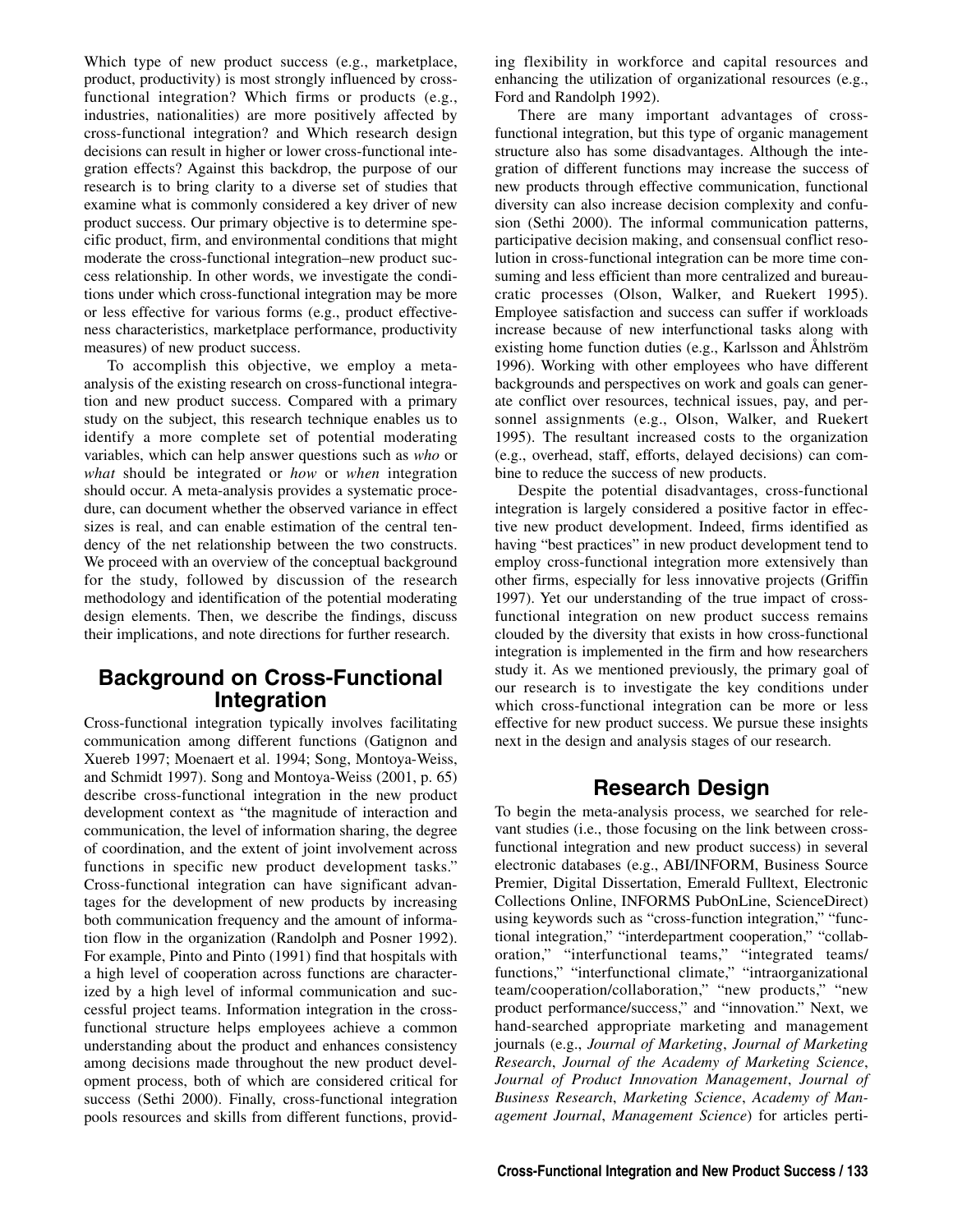Which type of new product success (e.g., marketplace, product, productivity) is most strongly influenced by cross-functional integration? Which firms or products (e.g., industries, nationalities) are more positively affected by cross-functional integration? and Which research design decisions can result in higher or lower cross-functional integration effects? Against this backdrop, the purpose of our research is to bring clarity to a diverse set of studies that examine what is commonly considered a key driver of new product success. Our primary objective is to determine specific product, firm, and environmental conditions that might moderate the cross-functional integration–new product success relationship. In other words, we investigate the conditions under which cross-functional integration may be more or less effective for various forms (e.g., product effectiveness characteristics, marketplace performance, productivity measures) of new product success.

To accomplish this objective, we employ a meta-analysis of the existing research on cross-functional integration and new product success. Compared with a primary study on the subject, this research technique enables us to identify a more complete set of potential moderating variables, which can help answer questions such as *who* or *what* should be integrated or *how* or *when* integration should occur. A meta-analysis provides a systematic procedure, can document whether the observed variance in effect sizes is real, and can enable estimation of the central tendency of the net relationship between the two constructs. We proceed with an overview of the conceptual background for the study, followed by discussion of the research methodology and identification of the potential moderating design elements. Then, we describe the findings, discuss their implications, and note directions for further research.

## Background on Cross-Functional Integration

Cross-functional integration typically involves facilitating communication among different functions (Gatignon and Xuereb 1997; Moenaert et al. 1994; Song, Montoya-Weiss, and Schmidt 1997). Song and Montoya-Weiss (2001, p. 65) describe cross-functional integration in the new product development context as "the magnitude of interaction and communication, the level of information sharing, the degree of coordination, and the extent of joint involvement across functions in specific new product development tasks." Cross-functional integration can have significant advantages for the development of new products by increasing both communication frequency and the amount of information flow in the organization (Randolph and Posner 1992). For example, Pinto and Pinto (1991) find that hospitals with a high level of cooperation across functions are characterized by a high level of informal communication and successful project teams. Information integration in the cross-functional structure helps employees achieve a common understanding about the product and enhances consistency among decisions made throughout the new product development process, both of which are considered critical for success (Sethi 2000). Finally, cross-functional integration pools resources and skills from different functions, providing flexibility in workforce and capital resources and enhancing the utilization of organizational resources (e.g., Ford and Randolph 1992).

There are many important advantages of cross-functional integration, but this type of organic management structure also has some disadvantages. Although the integration of different functions may increase the success of new products through effective communication, functional diversity can also increase decision complexity and confusion (Sethi 2000). The informal communication patterns, participative decision making, and consensual conflict resolution in cross-functional integration can be more time consuming and less efficient than more centralized and bureaucratic processes (Olson, Walker, and Ruekert 1995). Employee satisfaction and success can suffer if workloads increase because of new interfunctional tasks along with existing home function duties (e.g., Karlsson and Åhlström 1996). Working with other employees who have different backgrounds and perspectives on work and goals can generate conflict over resources, technical issues, pay, and personnel assignments (e.g., Olson, Walker, and Ruekert 1995). The resultant increased costs to the organization (e.g., overhead, staff, efforts, delayed decisions) can combine to reduce the success of new products.

Despite the potential disadvantages, cross-functional integration is largely considered a positive factor in effective new product development. Indeed, firms identified as having "best practices" in new product development tend to employ cross-functional integration more extensively than other firms, especially for less innovative projects (Griffin 1997). Yet our understanding of the true impact of cross-functional integration on new product success remains clouded by the diversity that exists in how cross-functional integration is implemented in the firm and how researchers study it. As we mentioned previously, the primary goal of our research is to investigate the key conditions under which cross-functional integration can be more or less effective for new product success. We pursue these insights next in the design and analysis stages of our research.

## Research Design

To begin the meta-analysis process, we searched for relevant studies (i.e., those focusing on the link between cross-functional integration and new product success) in several electronic databases (e.g., ABI/INFORM, Business Source Premier, Digital Dissertation, Emerald Fulltext, Electronic Collections Online, INFORMS PubOnLine, ScienceDirect) using keywords such as "cross-function integration," "functional integration," "interdepartment cooperation," "collaboration," "interfunctional teams," "integrated teams/functions," "interfunctional climate," "intraorganizational team/cooperation/collaboration," "new products," "new product performance/success," and "innovation." Next, we hand-searched appropriate marketing and management journals (e.g., *Journal of Marketing*, *Journal of Marketing Research*, *Journal of the Academy of Marketing Science*, *Journal of Product Innovation Management*, *Journal of Business Research*, *Marketing Science*, *Academy of Management Journal*, *Management Science*) for articles perti-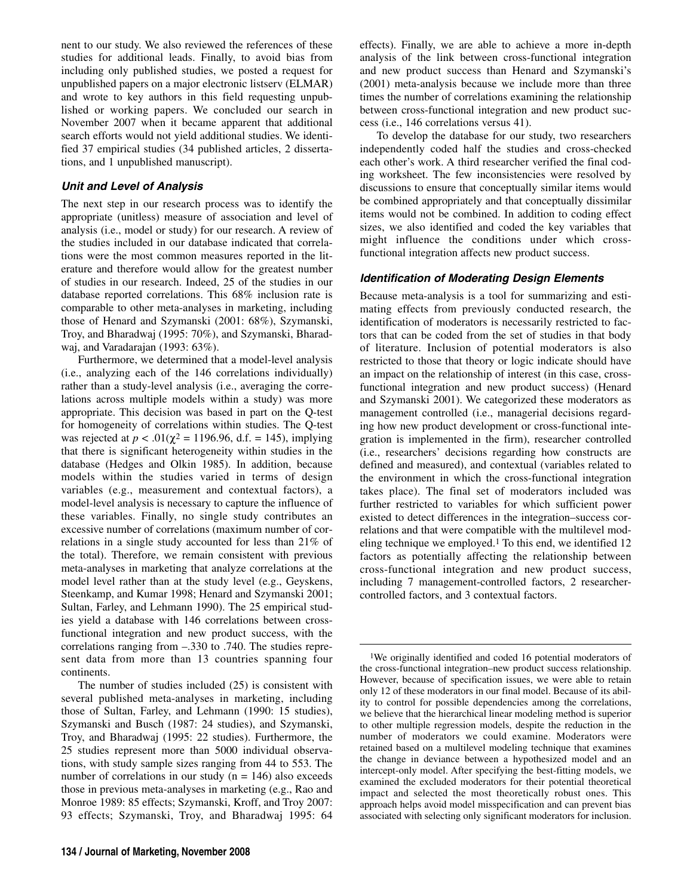nent to our study. We also reviewed the references of these studies for additional leads. Finally, to avoid bias from including only published studies, we posted a request for unpublished papers on a major electronic listserv (ELMAR) and wrote to key authors in this field requesting unpublished or working papers. We concluded our search in November 2007 when it became apparent that additional search efforts would not yield additional studies. We identified 37 empirical studies (34 published articles, 2 dissertations, and 1 unpublished manuscript).

### *Unit and Level of Analysis*

The next step in our research process was to identify the appropriate (unitless) measure of association and level of analysis (i.e., model or study) for our research. A review of the studies included in our database indicated that correlations were the most common measures reported in the literature and therefore would allow for the greatest number of studies in our research. Indeed, 25 of the studies in our database reported correlations. This 68% inclusion rate is comparable to other meta-analyses in marketing, including those of Henard and Szymanski (2001: 68%), Szymanski, Troy, and Bharadwaj (1995: 70%), and Szymanski, Bharadwaj, and Varadarajan (1993: 63%).

Furthermore, we determined that a model-level analysis (i.e., analyzing each of the 146 correlations individually) rather than a study-level analysis (i.e., averaging the correlations across multiple models within a study) was more appropriate. This decision was based in part on the Q-test for homogeneity of correlations within studies. The Q-test was rejected at $p < .01$($\chi^2 = 1196.96$, d.f. = 145), implying that there is significant heterogeneity within studies in the database (Hedges and Olkin 1985). In addition, because models within the studies varied in terms of design variables (e.g., measurement and contextual factors), a model-level analysis is necessary to capture the influence of these variables. Finally, no single study contributes an excessive number of correlations (maximum number of correlations in a single study accounted for less than 21% of the total). Therefore, we remain consistent with previous meta-analyses in marketing that analyze correlations at the model level rather than at the study level (e.g., Geyskens, Steenkamp, and Kumar 1998; Henard and Szymanski 2001; Sultan, Farley, and Lehmann 1990). The 25 empirical studies yield a database with 146 correlations between cross-functional integration and new product success, with the correlations ranging from –.330 to .740. The studies represent data from more than 13 countries spanning four continents.

The number of studies included (25) is consistent with several published meta-analyses in marketing, including those of Sultan, Farley, and Lehmann (1990: 15 studies), Szymanski and Busch (1987: 24 studies), and Szymanski, Troy, and Bharadwaj (1995: 22 studies). Furthermore, the 25 studies represent more than 5000 individual observations, with study sample sizes ranging from 44 to 553. The number of correlations in our study (n = 146) also exceeds those in previous meta-analyses in marketing (e.g., Rao and Monroe 1989: 85 effects; Szymanski, Kroff, and Troy 2007: 93 effects; Szymanski, Troy, and Bharadwaj 1995: 64 effects). Finally, we are able to achieve a more in-depth analysis of the link between cross-functional integration and new product success than Henard and Szymanski's (2001) meta-analysis because we include more than three times the number of correlations examining the relationship between cross-functional integration and new product success (i.e., 146 correlations versus 41).

To develop the database for our study, two researchers independently coded half the studies and cross-checked each other's work. A third researcher verified the final coding worksheet. The few inconsistencies were resolved by discussions to ensure that conceptually similar items would be combined appropriately and that conceptually dissimilar items would not be combined. In addition to coding effect sizes, we also identified and coded the key variables that might influence the conditions under which cross-functional integration affects new product success.

### *Identification of Moderating Design Elements*

Because meta-analysis is a tool for summarizing and estimating effects from previously conducted research, the identification of moderators is necessarily restricted to factors that can be coded from the set of studies in that body of literature. Inclusion of potential moderators is also restricted to those that theory or logic indicate should have an impact on the relationship of interest (in this case, cross-functional integration and new product success) (Henard and Szymanski 2001). We categorized these moderators as management controlled (i.e., managerial decisions regarding how new product development or cross-functional integration is implemented in the firm), researcher controlled (i.e., researchers' decisions regarding how constructs are defined and measured), and contextual (variables related to the environment in which the cross-functional integration takes place). The final set of moderators included was further restricted to variables for which sufficient power existed to detect differences in the integration–success correlations and that were compatible with the multilevel modeling technique we employed.[1] To this end, we identified 12 factors as potentially affecting the relationship between cross-functional integration and new product success, including 7 management-controlled factors, 2 researcher-controlled factors, and 3 contextual factors.

---

[1]We originally identified and coded 16 potential moderators of the cross-functional integration–new product success relationship. However, because of specification issues, we were able to retain only 12 of these moderators in our final model. Because of its ability to control for possible dependencies among the correlations, we believe that the hierarchical linear modeling method is superior to other multiple regression models, despite the reduction in the number of moderators we could examine. Moderators were retained based on a multilevel modeling technique that examines the change in deviance between a hypothesized model and an intercept-only model. After specifying the best-fitting models, we examined the excluded moderators for their potential theoretical impact and selected the most theoretically robust ones. This approach helps avoid model misspecification and can prevent bias associated with selecting only significant moderators for inclusion.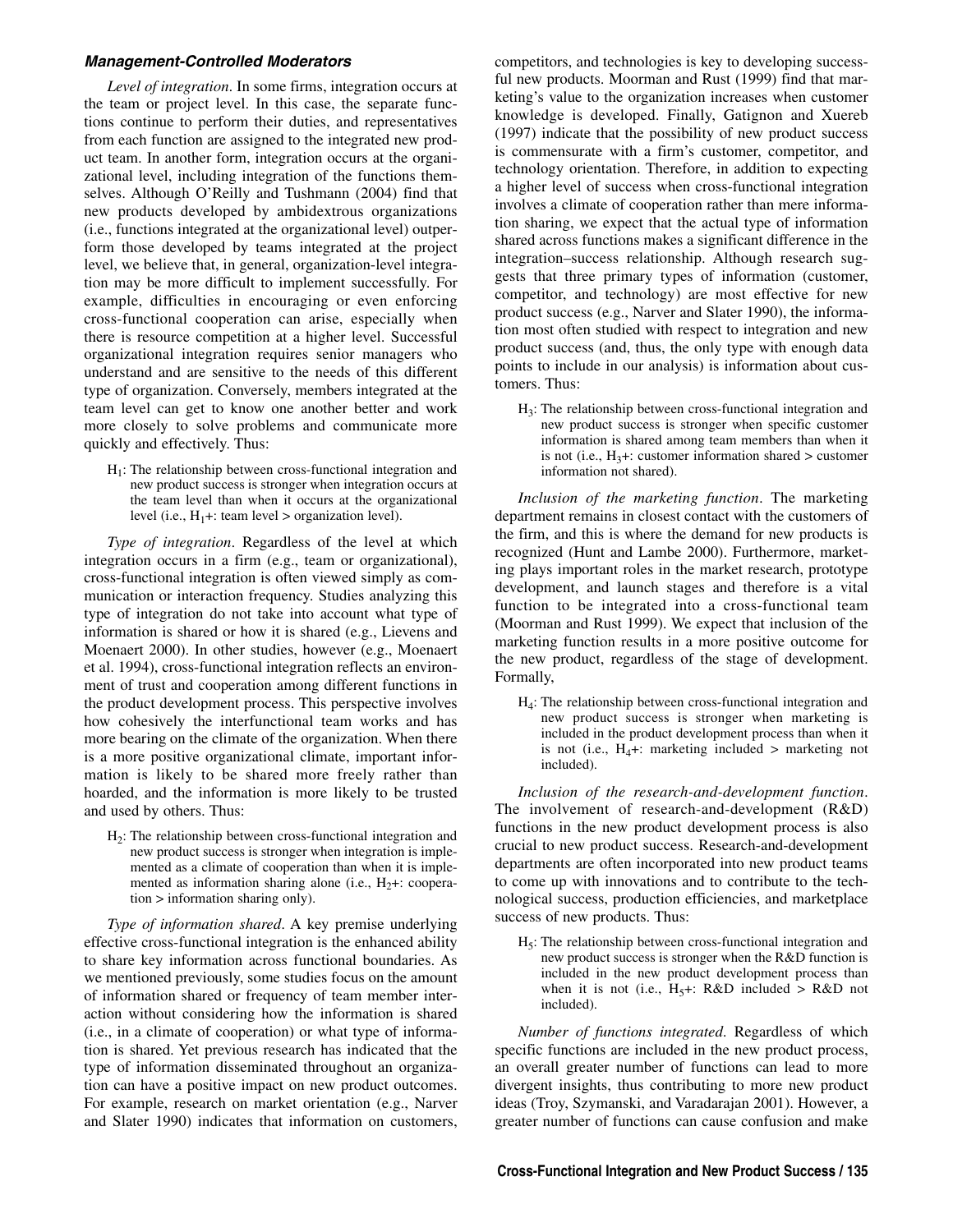### Management-Controlled Moderators

*Level of integration*. In some firms, integration occurs at the team or project level. In this case, the separate functions continue to perform their duties, and representatives from each function are assigned to the integrated new product team. In another form, integration occurs at the organizational level, including integration of the functions themselves. Although O'Reilly and Tushmann (2004) find that new products developed by ambidextrous organizations (i.e., functions integrated at the organizational level) outperform those developed by teams integrated at the project level, we believe that, in general, organization-level integration may be more difficult to implement successfully. For example, difficulties in encouraging or even enforcing cross-functional cooperation can arise, especially when there is resource competition at a higher level. Successful organizational integration requires senior managers who understand and are sensitive to the needs of this different type of organization. Conversely, members integrated at the team level can get to know one another better and work more closely to solve problems and communicate more quickly and effectively. Thus:

> $H_1$: The relationship between cross-functional integration and new product success is stronger when integration occurs at the team level than when it occurs at the organizational level (i.e., $H_1$+: team level > organization level).

*Type of integration*. Regardless of the level at which integration occurs in a firm (e.g., team or organizational), cross-functional integration is often viewed simply as communication or interaction frequency. Studies analyzing this type of integration do not take into account what type of information is shared or how it is shared (e.g., Lievens and Moenaert 2000). In other studies, however (e.g., Moenaert et al. 1994), cross-functional integration reflects an environment of trust and cooperation among different functions in the product development process. This perspective involves how cohesively the interfunctional team works and has more bearing on the climate of the organization. When there is a more positive organizational climate, important information is likely to be shared more freely rather than hoarded, and the information is more likely to be trusted and used by others. Thus:

> $H_2$: The relationship between cross-functional integration and new product success is stronger when integration is implemented as a climate of cooperation than when it is implemented as information sharing alone (i.e., $H_2$+: cooperation > information sharing only).

*Type of information shared*. A key premise underlying effective cross-functional integration is the enhanced ability to share key information across functional boundaries. As we mentioned previously, some studies focus on the amount of information shared or frequency of team member interaction without considering how the information is shared (i.e., in a climate of cooperation) or what type of information is shared. Yet previous research has indicated that the type of information disseminated throughout an organization can have a positive impact on new product outcomes. For example, research on market orientation (e.g., Narver and Slater 1990) indicates that information on customers, competitors, and technologies is key to developing successful new products. Moorman and Rust (1999) find that marketing's value to the organization increases when customer knowledge is developed. Finally, Gatignon and Xuereb (1997) indicate that the possibility of new product success is commensurate with a firm's customer, competitor, and technology orientation. Therefore, in addition to expecting a higher level of success when cross-functional integration involves a climate of cooperation rather than mere information sharing, we expect that the actual type of information shared across functions makes a significant difference in the integration–success relationship. Although research suggests that three primary types of information (customer, competitor, and technology) are most effective for new product success (e.g., Narver and Slater 1990), the information most often studied with respect to integration and new product success (and, thus, the only type with enough data points to include in our analysis) is information about customers. Thus:

> $H_3$: The relationship between cross-functional integration and new product success is stronger when specific customer information is shared among team members than when it is not (i.e., $H_3$+: customer information shared > customer information not shared).

*Inclusion of the marketing function*. The marketing department remains in closest contact with the customers of the firm, and this is where the demand for new products is recognized (Hunt and Lambe 2000). Furthermore, marketing plays important roles in the market research, prototype development, and launch stages and therefore is a vital function to be integrated into a cross-functional team (Moorman and Rust 1999). We expect that inclusion of the marketing function results in a more positive outcome for the new product, regardless of the stage of development. Formally,

> $H_4$: The relationship between cross-functional integration and new product success is stronger when marketing is included in the product development process than when it is not (i.e., $H_4$+: marketing included > marketing not included).

*Inclusion of the research-and-development function*. The involvement of research-and-development (R&D) functions in the new product development process is also crucial to new product success. Research-and-development departments are often incorporated into new product teams to come up with innovations and to contribute to the technological success, production efficiencies, and marketplace success of new products. Thus:

> $H_5$: The relationship between cross-functional integration and new product success is stronger when the R&D function is included in the new product development process than when it is not (i.e., $H_5$+: R&D included > R&D not included).

*Number of functions integrated*. Regardless of which specific functions are included in the new product process, an overall greater number of functions can lead to more divergent insights, thus contributing to more new product ideas (Troy, Szymanski, and Varadarajan 2001). However, a greater number of functions can cause confusion and make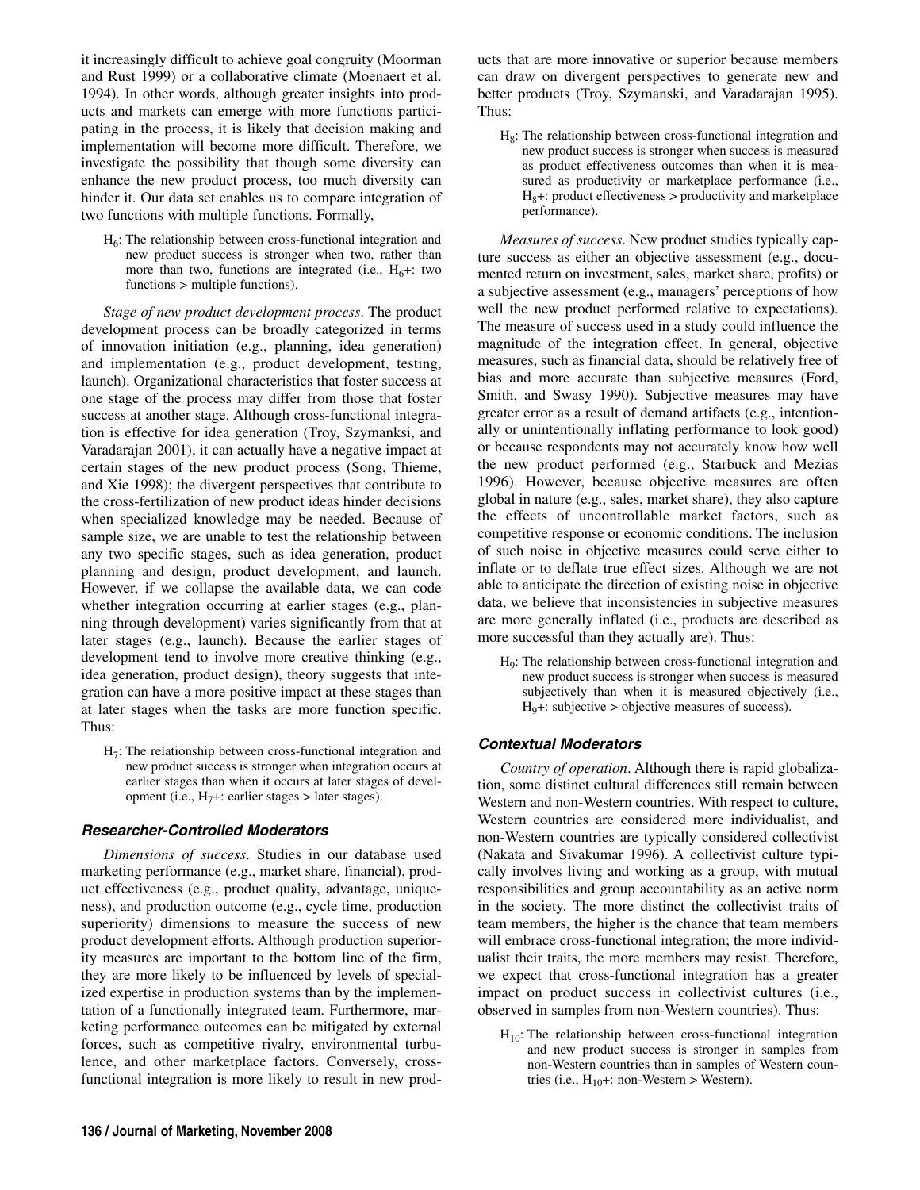it increasingly difficult to achieve goal congruity (Moorman and Rust 1999) or a collaborative climate (Moenaert et al. 1994). In other words, although greater insights into products and markets can emerge with more functions participating in the process, it is likely that decision making and implementation will become more difficult. Therefore, we investigate the possibility that though some diversity can enhance the new product process, too much diversity can hinder it. Our data set enables us to compare integration of two functions with multiple functions. Formally,

> $H_6$: The relationship between cross-functional integration and new product success is stronger when two, rather than more than two, functions are integrated (i.e., $H_6$+: two functions > multiple functions).

*Stage of new product development process*. The product development process can be broadly categorized in terms of innovation initiation (e.g., planning, idea generation) and implementation (e.g., product development, testing, launch). Organizational characteristics that foster success at one stage of the process may differ from those that foster success at another stage. Although cross-functional integration is effective for idea generation (Troy, Szymanksi, and Varadarajan 2001), it can actually have a negative impact at certain stages of the new product process (Song, Thieme, and Xie 1998); the divergent perspectives that contribute to the cross-fertilization of new product ideas hinder decisions when specialized knowledge may be needed. Because of sample size, we are unable to test the relationship between any two specific stages, such as idea generation, product planning and design, product development, and launch. However, if we collapse the available data, we can code whether integration occurring at earlier stages (e.g., planning through development) varies significantly from that at later stages (e.g., launch). Because the earlier stages of development tend to involve more creative thinking (e.g., idea generation, product design), theory suggests that integration can have a more positive impact at these stages than at later stages when the tasks are more function specific. Thus:

> $H_7$: The relationship between cross-functional integration and new product success is stronger when integration occurs at earlier stages than when it occurs at later stages of development (i.e., $H_7$+: earlier stages > later stages).

### Researcher-Controlled Moderators

*Dimensions of success*. Studies in our database used marketing performance (e.g., market share, financial), product effectiveness (e.g., product quality, advantage, uniqueness), and production outcome (e.g., cycle time, production superiority) dimensions to measure the success of new product development efforts. Although production superiority measures are important to the bottom line of the firm, they are more likely to be influenced by levels of specialized expertise in production systems than by the implementation of a functionally integrated team. Furthermore, marketing performance outcomes can be mitigated by external forces, such as competitive rivalry, environmental turbulence, and other marketplace factors. Conversely, cross-functional integration is more likely to result in new products that are more innovative or superior because members can draw on divergent perspectives to generate new and better products (Troy, Szymanski, and Varadarajan 1995). Thus:

> $H_8$: The relationship between cross-functional integration and new product success is stronger when success is measured as product effectiveness outcomes than when it is measured as productivity or marketplace performance (i.e., $H_8$+: product effectiveness > productivity and marketplace performance).

*Measures of success*. New product studies typically capture success as either an objective assessment (e.g., documented return on investment, sales, market share, profits) or a subjective assessment (e.g., managers' perceptions of how well the new product performed relative to expectations). The measure of success used in a study could influence the magnitude of the integration effect. In general, objective measures, such as financial data, should be relatively free of bias and more accurate than subjective measures (Ford, Smith, and Swasy 1990). Subjective measures may have greater error as a result of demand artifacts (e.g., intentionally or unintentionally inflating performance to look good) or because respondents may not accurately know how well the new product performed (e.g., Starbuck and Mezias 1996). However, because objective measures are often global in nature (e.g., sales, market share), they also capture the effects of uncontrollable market factors, such as competitive response or economic conditions. The inclusion of such noise in objective measures could serve either to inflate or to deflate true effect sizes. Although we are not able to anticipate the direction of existing noise in objective data, we believe that inconsistencies in subjective measures are more generally inflated (i.e., products are described as more successful than they actually are). Thus:

> $H_9$: The relationship between cross-functional integration and new product success is stronger when success is measured subjectively than when it is measured objectively (i.e., $H_9$+: subjective > objective measures of success).

### Contextual Moderators

*Country of operation*. Although there is rapid globalization, some distinct cultural differences still remain between Western and non-Western countries. With respect to culture, Western countries are considered more individualist, and non-Western countries are typically considered collectivist (Nakata and Sivakumar 1996). A collectivist culture typically involves living and working as a group, with mutual responsibilities and group accountability as an active norm in the society. The more distinct the collectivist traits of team members, the higher is the chance that team members will embrace cross-functional integration; the more individualist their traits, the more members may resist. Therefore, we expect that cross-functional integration has a greater impact on product success in collectivist cultures (i.e., observed in samples from non-Western countries). Thus:

> $H_{10}$: The relationship between cross-functional integration and new product success is stronger in samples from non-Western countries than in samples of Western countries (i.e., $H_{10}$+: non-Western > Western).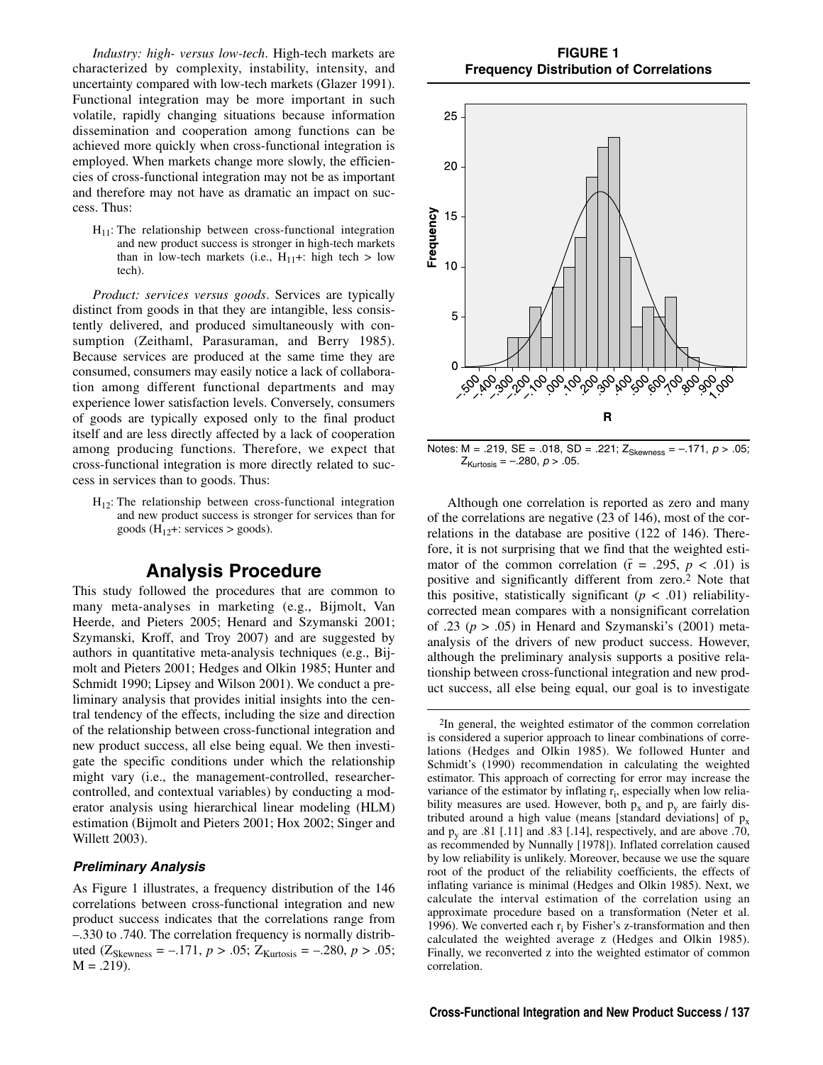*Industry: high- versus low-tech.* High-tech markets are characterized by complexity, instability, intensity, and uncertainty compared with low-tech markets (Glazer 1991). Functional integration may be more important in such volatile, rapidly changing situations because information dissemination and cooperation among functions can be achieved more quickly when cross-functional integration is employed. When markets change more slowly, the efficiencies of cross-functional integration may not be as important and therefore may not have as dramatic an impact on success. Thus:

> $H_{11}$: The relationship between cross-functional integration and new product success is stronger in high-tech markets than in low-tech markets (i.e., $H_{11}$+: high tech > low tech).

*Product: services versus goods.* Services are typically distinct from goods in that they are intangible, less consistently delivered, and produced simultaneously with consumption (Zeithaml, Parasuraman, and Berry 1985). Because services are produced at the same time they are consumed, consumers may easily notice a lack of collaboration among different functional departments and may experience lower satisfaction levels. Conversely, consumers of goods are typically exposed only to the final product itself and are less directly affected by a lack of cooperation among producing functions. Therefore, we expect that cross-functional integration is more directly related to success in services than to goods. Thus:

> $H_{12}$: The relationship between cross-functional integration and new product success is stronger for services than for goods ($H_{12}$+: services > goods).

## Analysis Procedure

This study followed the procedures that are common to many meta-analyses in marketing (e.g., Bijmolt, Van Heerde, and Pieters 2005; Henard and Szymanski 2001; Szymanski, Kroff, and Troy 2007) and are suggested by authors in quantitative meta-analysis techniques (e.g., Bijmolt and Pieters 2001; Hedges and Olkin 1985; Hunter and Schmidt 1990; Lipsey and Wilson 2001). We conduct a preliminary analysis that provides initial insights into the central tendency of the effects, including the size and direction of the relationship between cross-functional integration and new product success, all else being equal. We then investigate the specific conditions under which the relationship might vary (i.e., the management-controlled, researcher-controlled, and contextual variables) by conducting a moderator analysis using hierarchical linear modeling (HLM) estimation (Bijmolt and Pieters 2001; Hox 2002; Singer and Willett 2003).

### *Preliminary Analysis*

As Figure 1 illustrates, a frequency distribution of the 146 correlations between cross-functional integration and new product success indicates that the correlations range from –.330 to .740. The correlation frequency is normally distributed ($Z_{Skewness}$ = –.171, $p$ > .05; $Z_{Kurtosis}$ = –.280, $p$ > .05; M = .219).

**FIGURE 1**
**Frequency Distribution of Correlations**

Notes: M = .219, SE = .018, SD = .221; $Z_{Skewness}$ = –.171, $p$ > .05; $Z_{Kurtosis}$ = –.280, $p$ > .05.

Although one correlation is reported as zero and many of the correlations are negative (23 of 146), most of the correlations in the database are positive (122 of 146). Therefore, it is not surprising that we find that the weighted estimator of the common correlation ($\bar{r}$ = .295, $p$ < .01) is positive and significantly different from zero.[2] Note that this positive, statistically significant ($p$ < .01) reliability-corrected mean compares with a nonsignificant correlation of .23 ($p$ > .05) in Henard and Szymanski's (2001) meta-analysis of the drivers of new product success. However, although the preliminary analysis supports a positive relationship between cross-functional integration and new product success, all else being equal, our goal is to investigate

[2]In general, the weighted estimator of the common correlation is considered a superior approach to linear combinations of correlations (Hedges and Olkin 1985). We followed Hunter and Schmidt's (1990) recommendation in calculating the weighted estimator. This approach of correcting for error may increase the variance of the estimator by inflating $r_i$, especially when low reliability measures are used. However, both $p_x$ and $p_y$ are fairly distributed around a high value (means [standard deviations] of $p_x$ and $p_y$ are .81 [.11] and .83 [.14], respectively, and are above .70, as recommended by Nunnally [1978]). Inflated correlation caused by low reliability is unlikely. Moreover, because we use the square root of the product of the reliability coefficients, the effects of inflating variance is minimal (Hedges and Olkin 1985). Next, we calculate the interval estimation of the correlation using an approximate procedure based on a transformation (Neter et al. 1996). We converted each $r_i$ by Fisher's z-transformation and then calculated the weighted average z (Hedges and Olkin 1985). Finally, we reconverted z into the weighted estimator of common correlation.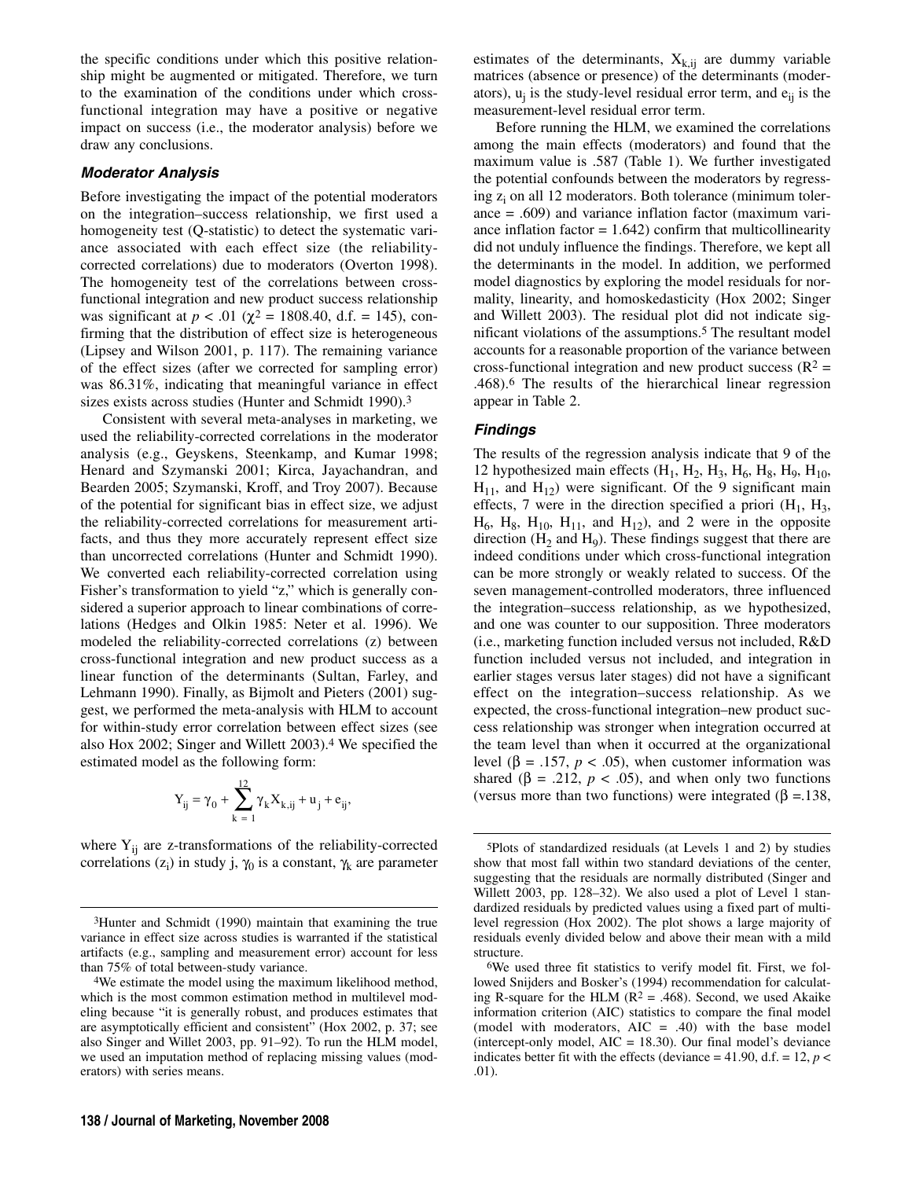the specific conditions under which this positive relationship might be augmented or mitigated. Therefore, we turn to the examination of the conditions under which cross-functional integration may have a positive or negative impact on success (i.e., the moderator analysis) before we draw any conclusions.

### *Moderator Analysis*

Before investigating the impact of the potential moderators on the integration–success relationship, we first used a homogeneity test (Q-statistic) to detect the systematic variance associated with each effect size (the reliability-corrected correlations) due to moderators (Overton 1998). The homogeneity test of the correlations between cross-functional integration and new product success relationship was significant at $p < .01$ ($\chi^2 = 1808.40$, d.f. = 145), confirming that the distribution of effect size is heterogeneous (Lipsey and Wilson 2001, p. 117). The remaining variance of the effect sizes (after we corrected for sampling error) was 86.31%, indicating that meaningful variance in effect sizes exists across studies (Hunter and Schmidt 1990).[3]

Consistent with several meta-analyses in marketing, we used the reliability-corrected correlations in the moderator analysis (e.g., Geyskens, Steenkamp, and Kumar 1998; Henard and Szymanski 2001; Kirca, Jayachandran, and Bearden 2005; Szymanski, Kroff, and Troy 2007). Because of the potential for significant bias in effect size, we adjust the reliability-corrected correlations for measurement artifacts, and thus they more accurately represent effect size than uncorrected correlations (Hunter and Schmidt 1990). We converted each reliability-corrected correlation using Fisher's transformation to yield "z," which is generally considered a superior approach to linear combinations of correlations (Hedges and Olkin 1985: Neter et al. 1996). We modeled the reliability-corrected correlations (z) between cross-functional integration and new product success as a linear function of the determinants (Sultan, Farley, and Lehmann 1990). Finally, as Bijmolt and Pieters (2001) suggest, we performed the meta-analysis with HLM to account for within-study error correlation between effect sizes (see also Hox 2002; Singer and Willett 2003).[4] We specified the estimated model as the following form:

$$Y_{ij} = \gamma_0 + \sum_{k=1}^{12} \gamma_k X_{k,ij} + u_j + e_{ij},$$

where $Y_{ij}$ are z-transformations of the reliability-corrected correlations ($z_i$) in study j, $\gamma_0$ is a constant, $\gamma_k$ are parameter estimates of the determinants, $X_{k,ij}$ are dummy variable matrices (absence or presence) of the determinants (moderators), $u_j$ is the study-level residual error term, and $e_{ij}$ is the measurement-level residual error term.

Before running the HLM, we examined the correlations among the main effects (moderators) and found that the maximum value is .587 (Table 1). We further investigated the potential confounds between the moderators by regressing $z_i$ on all 12 moderators. Both tolerance (minimum tolerance = .609) and variance inflation factor (maximum variance inflation factor = 1.642) confirm that multicollinearity did not unduly influence the findings. Therefore, we kept all the determinants in the model. In addition, we performed model diagnostics by exploring the model residuals for normality, linearity, and homoskedasticity (Hox 2002; Singer and Willett 2003). The residual plot did not indicate significant violations of the assumptions.[5] The resultant model accounts for a reasonable proportion of the variance between cross-functional integration and new product success ($R^2$ = .468).[6] The results of the hierarchical linear regression appear in Table 2.

### *Findings*

The results of the regression analysis indicate that 9 of the 12 hypothesized main effects ($H_1$, $H_2$, $H_3$, $H_6$, $H_8$, $H_9$, $H_{10}$, $H_{11}$, and $H_{12}$) were significant. Of the 9 significant main effects, 7 were in the direction specified a priori ($H_1$, $H_3$, $H_6$, $H_8$, $H_{10}$, $H_{11}$, and $H_{12}$), and 2 were in the opposite direction ($H_2$ and $H_9$). These findings suggest that there are indeed conditions under which cross-functional integration can be more strongly or weakly related to success. Of the seven management-controlled moderators, three influenced the integration–success relationship, as we hypothesized, and one was counter to our supposition. Three moderators (i.e., marketing function included versus not included, R&D function included versus not included, and integration in earlier stages versus later stages) did not have a significant effect on the integration–success relationship. As we expected, the cross-functional integration–new product success relationship was stronger when integration occurred at the team level than when it occurred at the organizational level ($\beta = .157$, $p < .05$), when customer information was shared ($\beta = .212$, $p < .05$), and when only two functions (versus more than two functions) were integrated ($\beta = .138$,

---

[3]Hunter and Schmidt (1990) maintain that examining the true variance in effect size across studies is warranted if the statistical artifacts (e.g., sampling and measurement error) account for less than 75% of total between-study variance.

[4]We estimate the model using the maximum likelihood method, which is the most common estimation method in multilevel modeling because "it is generally robust, and produces estimates that are asymptotically efficient and consistent" (Hox 2002, p. 37; see also Singer and Willet 2003, pp. 91–92). To run the HLM model, we used an imputation method of replacing missing values (moderators) with series means.

[5]Plots of standardized residuals (at Levels 1 and 2) by studies show that most fall within two standard deviations of the center, suggesting that the residuals are normally distributed (Singer and Willett 2003, pp. 128–32). We also used a plot of Level 1 standardized residuals by predicted values using a fixed part of multilevel regression (Hox 2002). The plot shows a large majority of residuals evenly divided below and above their mean with a mild structure.

[6]We used three fit statistics to verify model fit. First, we followed Snijders and Bosker's (1994) recommendation for calculating R-square for the HLM ($R^2$ = .468). Second, we used Akaike information criterion (AIC) statistics to compare the final model (model with moderators, AIC = .40) with the base model (intercept-only model, AIC = 18.30). Our final model's deviance indicates better fit with the effects (deviance = 41.90, d.f. = 12, $p <$ .01).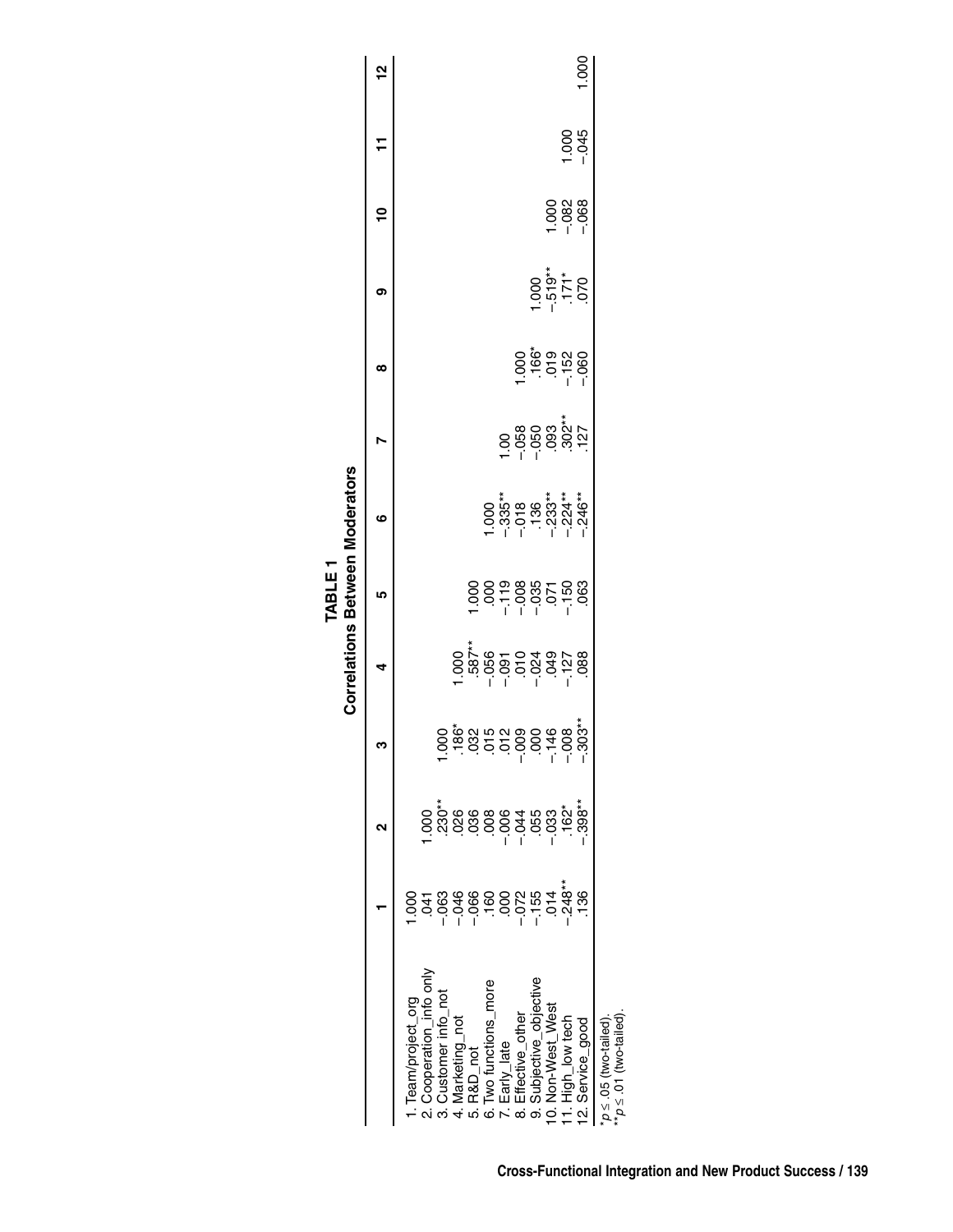**TABLE 1**
**Correlations Between Moderators**

| | 1 | 2 | 3 | 4 | 5 | 6 | 7 | 8 | 9 | 10 | 11 | 12 |
|---|---|---|---|---|---|---|---|---|---|---|---|---|
| 1. Team/project_org | 1.000 | | | | | | | | | | | |
| 2. Cooperation_info only | .041 | 1.000 | | | | | | | | | | |
| 3. Customer info_not | –.063 | .230** | 1.000 | | | | | | | | | |
| 4. Marketing_not | –.046 | .026 | .186* | 1.000 | | | | | | | | |
| 5. R&D_not | –.066 | .036 | .032 | .587** | 1.000 | | | | | | | |
| 6. Two functions_more | .160 | .008 | .015 | –.056 | .000 | 1.000 | | | | | | |
| 7. Early_late | .000 | –.006 | .012 | –.091 | –.119 | –.335** | 1.00 | | | | | |
| 8. Effective_other | –.072 | –.044 | –.009 | .010 | –.008 | –.018 | –.058 | 1.000 | | | | |
| 9. Subjective_objective | –.155 | .055 | .000 | –.024 | –.035 | .136 | –.050 | .166* | 1.000 | | | |
| 10. Non-West_West | .014 | –.033 | –.146 | .049 | .071 | –.233** | .093 | .019 | –.519** | 1.000 | | |
| 11. High_low tech | –.248** | .162* | –.008 | –.127 | –.150 | –.224** | .302** | –.152 | .171* | –.082 | 1.000 | |
| 12. Service_good | .136 | –.398** | –.303** | .088 | .063 | –.246** | .127 | –.060 | .070 | –.068 | –.045 | 1.000 |

*$p \leq .05$ (two-tailed).
**$p \leq .01$ (two-tailed).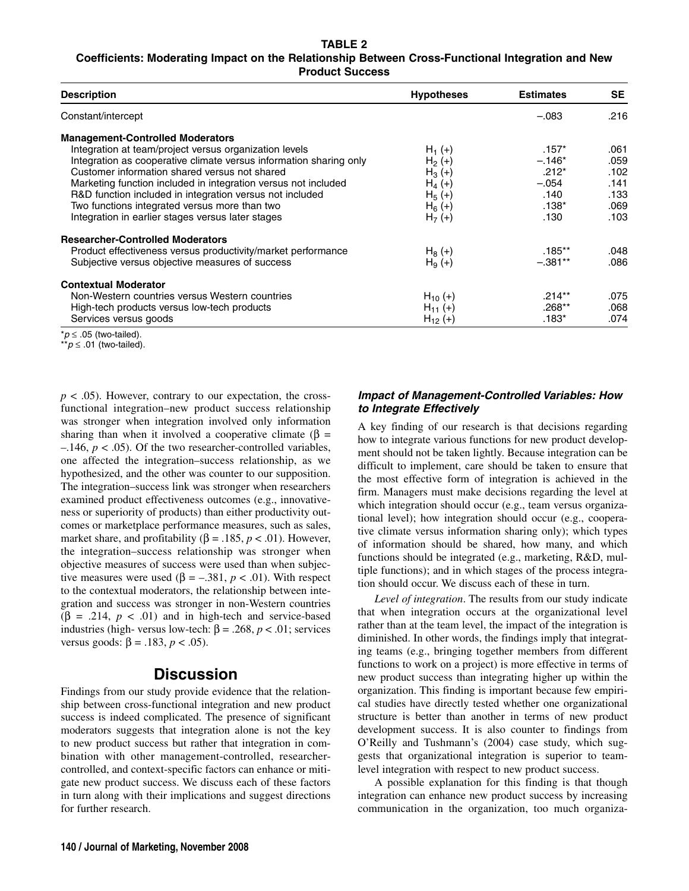**TABLE 2**
**Coefficients: Moderating Impact on the Relationship Between Cross-Functional Integration and New Product Success**

| Description | Hypotheses | Estimates | SE |
|---|---|---|---|
| Constant/intercept | | –.083 | .216 |
| **Management-Controlled Moderators** | | | |
| Integration at team/project versus organization levels | $H_1$ (+) | .157* | .061 |
| Integration as cooperative climate versus information sharing only | $H_2$ (+) | –.146* | .059 |
| Customer information shared versus not shared | $H_3$ (+) | .212* | .102 |
| Marketing function included in integration versus not included | $H_4$ (+) | –.054 | .141 |
| R&D function included in integration versus not included | $H_5$ (+) | .140 | .133 |
| Two functions integrated versus more than two | $H_6$ (+) | .138* | .069 |
| Integration in earlier stages versus later stages | $H_7$ (+) | .130 | .103 |
| **Researcher-Controlled Moderators** | | | |
| Product effectiveness versus productivity/market performance | $H_8$ (+) | .185** | .048 |
| Subjective versus objective measures of success | $H_9$ (+) | –.381** | .086 |
| **Contextual Moderator** | | | |
| Non-Western countries versus Western countries | $H_{10}$ (+) | .214** | .075 |
| High-tech products versus low-tech products | $H_{11}$ (+) | .268** | .068 |
| Services versus goods | $H_{12}$ (+) | .183* | .074 |

*$p \leq .05$ (two-tailed).
**$p \leq .01$ (two-tailed).

$p < .05$). However, contrary to our expectation, the cross-functional integration–new product success relationship was stronger when integration involved only information sharing than when it involved a cooperative climate ($\beta = -.146$, $p < .05$). Of the two researcher-controlled variables, one affected the integration–success relationship, as we hypothesized, and the other was counter to our supposition. The integration–success link was stronger when researchers examined product effectiveness outcomes (e.g., innovativeness or superiority of products) than either productivity outcomes or marketplace performance measures, such as sales, market share, and profitability ($\beta = .185$, $p < .01$). However, the integration–success relationship was stronger when objective measures of success were used than when subjective measures were used ($\beta = -.381$, $p < .01$). With respect to the contextual moderators, the relationship between integration and success was stronger in non-Western countries ($\beta = .214$, $p < .01$) and in high-tech and service-based industries (high- versus low-tech: $\beta = .268$, $p < .01$; services versus goods: $\beta = .183$, $p < .05$).

## Discussion

Findings from our study provide evidence that the relationship between cross-functional integration and new product success is indeed complicated. The presence of significant moderators suggests that integration alone is not the key to new product success but rather that integration in combination with other management-controlled, researcher-controlled, and context-specific factors can enhance or mitigate new product success. We discuss each of these factors in turn along with their implications and suggest directions for further research.

### *Impact of Management-Controlled Variables: How to Integrate Effectively*

A key finding of our research is that decisions regarding how to integrate various functions for new product development should not be taken lightly. Because integration can be difficult to implement, care should be taken to ensure that the most effective form of integration is achieved in the firm. Managers must make decisions regarding the level at which integration should occur (e.g., team versus organizational level); how integration should occur (e.g., cooperative climate versus information sharing only); which types of information should be shared, how many, and which functions should be integrated (e.g., marketing, R&D, multiple functions); and in which stages of the process integration should occur. We discuss each of these in turn.

*Level of integration*. The results from our study indicate that when integration occurs at the organizational level rather than at the team level, the impact of the integration is diminished. In other words, the findings imply that integrating teams (e.g., bringing together members from different functions to work on a project) is more effective in terms of new product success than integrating higher up within the organization. This finding is important because few empirical studies have directly tested whether one organizational structure is better than another in terms of new product development success. It is also counter to findings from O'Reilly and Tushmann's (2004) case study, which suggests that organizational integration is superior to team-level integration with respect to new product success.

A possible explanation for this finding is that though integration can enhance new product success by increasing communication in the organization, too much organiza-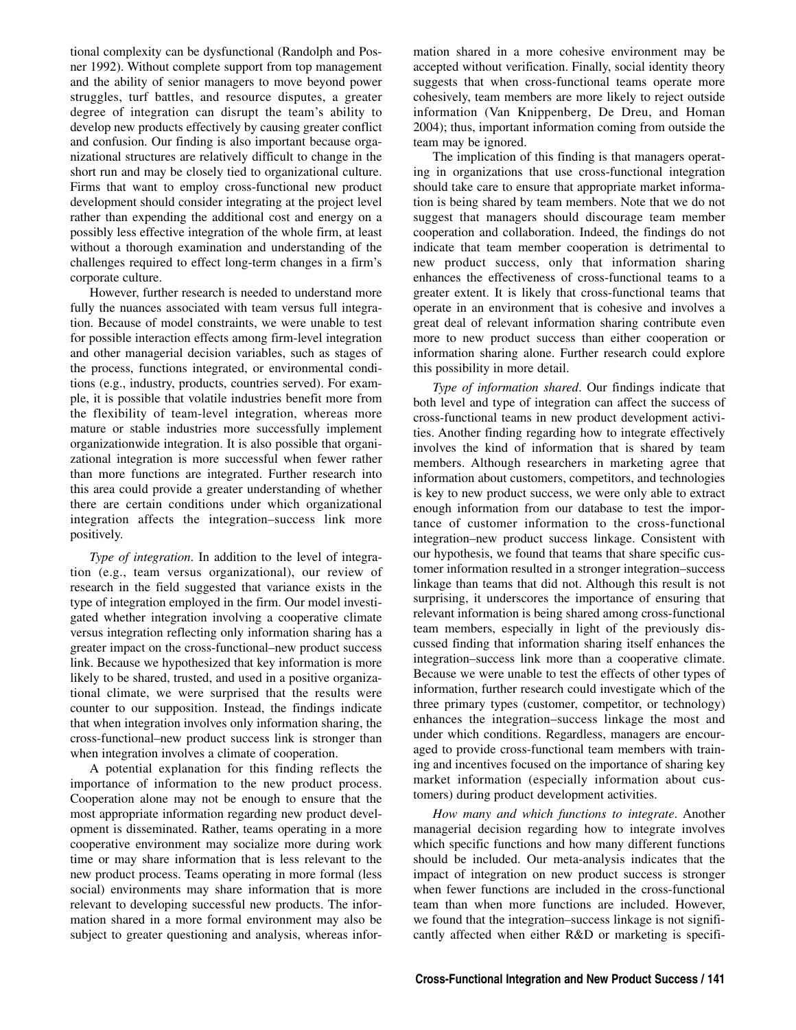tional complexity can be dysfunctional (Randolph and Posner 1992). Without complete support from top management and the ability of senior managers to move beyond power struggles, turf battles, and resource disputes, a greater degree of integration can disrupt the team's ability to develop new products effectively by causing greater conflict and confusion. Our finding is also important because organizational structures are relatively difficult to change in the short run and may be closely tied to organizational culture. Firms that want to employ cross-functional new product development should consider integrating at the project level rather than expending the additional cost and energy on a possibly less effective integration of the whole firm, at least without a thorough examination and understanding of the challenges required to effect long-term changes in a firm's corporate culture.

However, further research is needed to understand more fully the nuances associated with team versus full integration. Because of model constraints, we were unable to test for possible interaction effects among firm-level integration and other managerial decision variables, such as stages of the process, functions integrated, or environmental conditions (e.g., industry, products, countries served). For example, it is possible that volatile industries benefit more from the flexibility of team-level integration, whereas more mature or stable industries more successfully implement organizationwide integration. It is also possible that organizational integration is more successful when fewer rather than more functions are integrated. Further research into this area could provide a greater understanding of whether there are certain conditions under which organizational integration affects the integration–success link more positively.

*Type of integration*. In addition to the level of integration (e.g., team versus organizational), our review of research in the field suggested that variance exists in the type of integration employed in the firm. Our model investigated whether integration involving a cooperative climate versus integration reflecting only information sharing has a greater impact on the cross-functional–new product success link. Because we hypothesized that key information is more likely to be shared, trusted, and used in a positive organizational climate, we were surprised that the results were counter to our supposition. Instead, the findings indicate that when integration involves only information sharing, the cross-functional–new product success link is stronger than when integration involves a climate of cooperation.

A potential explanation for this finding reflects the importance of information to the new product process. Cooperation alone may not be enough to ensure that the most appropriate information regarding new product development is disseminated. Rather, teams operating in a more cooperative environment may socialize more during work time or may share information that is less relevant to the new product process. Teams operating in more formal (less social) environments may share information that is more relevant to developing successful new products. The information shared in a more formal environment may also be subject to greater questioning and analysis, whereas information shared in a more cohesive environment may be accepted without verification. Finally, social identity theory suggests that when cross-functional teams operate more cohesively, team members are more likely to reject outside information (Van Knippenberg, De Dreu, and Homan 2004); thus, important information coming from outside the team may be ignored.

The implication of this finding is that managers operating in organizations that use cross-functional integration should take care to ensure that appropriate market information is being shared by team members. Note that we do not suggest that managers should discourage team member cooperation and collaboration. Indeed, the findings do not indicate that team member cooperation is detrimental to new product success, only that information sharing enhances the effectiveness of cross-functional teams to a greater extent. It is likely that cross-functional teams that operate in an environment that is cohesive and involves a great deal of relevant information sharing contribute even more to new product success than either cooperation or information sharing alone. Further research could explore this possibility in more detail.

*Type of information shared*. Our findings indicate that both level and type of integration can affect the success of cross-functional teams in new product development activities. Another finding regarding how to integrate effectively involves the kind of information that is shared by team members. Although researchers in marketing agree that information about customers, competitors, and technologies is key to new product success, we were only able to extract enough information from our database to test the importance of customer information to the cross-functional integration–new product success linkage. Consistent with our hypothesis, we found that teams that share specific customer information resulted in a stronger integration–success linkage than teams that did not. Although this result is not surprising, it underscores the importance of ensuring that relevant information is being shared among cross-functional team members, especially in light of the previously discussed finding that information sharing itself enhances the integration–success link more than a cooperative climate. Because we were unable to test the effects of other types of information, further research could investigate which of the three primary types (customer, competitor, or technology) enhances the integration–success linkage the most and under which conditions. Regardless, managers are encouraged to provide cross-functional team members with training and incentives focused on the importance of sharing key market information (especially information about customers) during product development activities.

*How many and which functions to integrate*. Another managerial decision regarding how to integrate involves which specific functions and how many different functions should be included. Our meta-analysis indicates that the impact of integration on new product success is stronger when fewer functions are included in the cross-functional team than when more functions are included. However, we found that the integration–success linkage is not significantly affected when either R&D or marketing is specifi-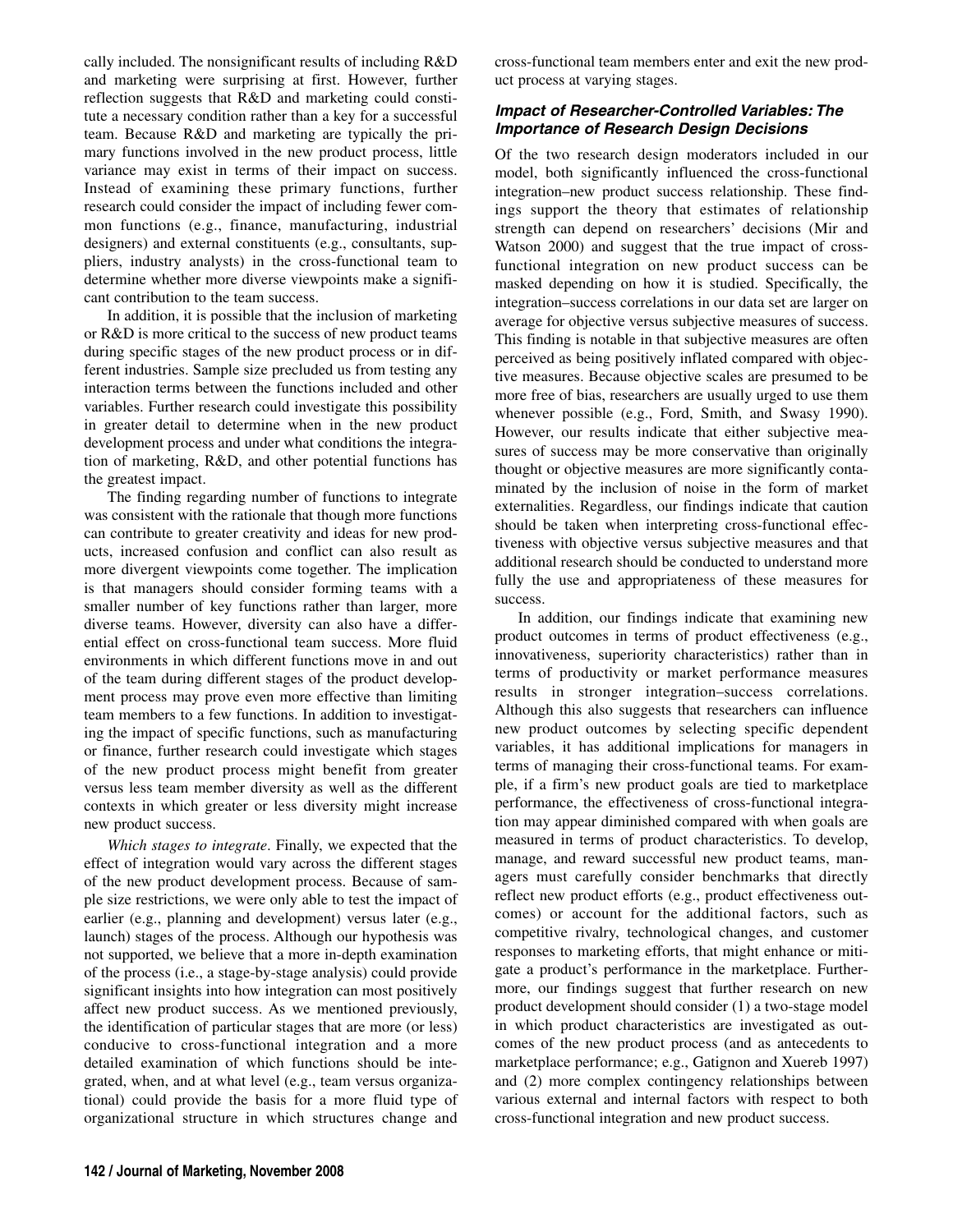cally included. The nonsignificant results of including R&D and marketing were surprising at first. However, further reflection suggests that R&D and marketing could constitute a necessary condition rather than a key for a successful team. Because R&D and marketing are typically the primary functions involved in the new product process, little variance may exist in terms of their impact on success. Instead of examining these primary functions, further research could consider the impact of including fewer common functions (e.g., finance, manufacturing, industrial designers) and external constituents (e.g., consultants, suppliers, industry analysts) in the cross-functional team to determine whether more diverse viewpoints make a significant contribution to the team success.

In addition, it is possible that the inclusion of marketing or R&D is more critical to the success of new product teams during specific stages of the new product process or in different industries. Sample size precluded us from testing any interaction terms between the functions included and other variables. Further research could investigate this possibility in greater detail to determine when in the new product development process and under what conditions the integration of marketing, R&D, and other potential functions has the greatest impact.

The finding regarding number of functions to integrate was consistent with the rationale that though more functions can contribute to greater creativity and ideas for new products, increased confusion and conflict can also result as more divergent viewpoints come together. The implication is that managers should consider forming teams with a smaller number of key functions rather than larger, more diverse teams. However, diversity can also have a differential effect on cross-functional team success. More fluid environments in which different functions move in and out of the team during different stages of the product development process may prove even more effective than limiting team members to a few functions. In addition to investigating the impact of specific functions, such as manufacturing or finance, further research could investigate which stages of the new product process might benefit from greater versus less team member diversity as well as the different contexts in which greater or less diversity might increase new product success.

*Which stages to integrate*. Finally, we expected that the effect of integration would vary across the different stages of the new product development process. Because of sample size restrictions, we were only able to test the impact of earlier (e.g., planning and development) versus later (e.g., launch) stages of the process. Although our hypothesis was not supported, we believe that a more in-depth examination of the process (i.e., a stage-by-stage analysis) could provide significant insights into how integration can most positively affect new product success. As we mentioned previously, the identification of particular stages that are more (or less) conducive to cross-functional integration and a more detailed examination of which functions should be integrated, when, and at what level (e.g., team versus organizational) could provide the basis for a more fluid type of organizational structure in which structures change and cross-functional team members enter and exit the new product process at varying stages.

### *Impact of Researcher-Controlled Variables: The Importance of Research Design Decisions*

Of the two research design moderators included in our model, both significantly influenced the cross-functional integration–new product success relationship. These findings support the theory that estimates of relationship strength can depend on researchers' decisions (Mir and Watson 2000) and suggest that the true impact of cross-functional integration on new product success can be masked depending on how it is studied. Specifically, the integration–success correlations in our data set are larger on average for objective versus subjective measures of success. This finding is notable in that subjective measures are often perceived as being positively inflated compared with objective measures. Because objective scales are presumed to be more free of bias, researchers are usually urged to use them whenever possible (e.g., Ford, Smith, and Swasy 1990). However, our results indicate that either subjective measures of success may be more conservative than originally thought or objective measures are more significantly contaminated by the inclusion of noise in the form of market externalities. Regardless, our findings indicate that caution should be taken when interpreting cross-functional effectiveness with objective versus subjective measures and that additional research should be conducted to understand more fully the use and appropriateness of these measures for success.

In addition, our findings indicate that examining new product outcomes in terms of product effectiveness (e.g., innovativeness, superiority characteristics) rather than in terms of productivity or market performance measures results in stronger integration–success correlations. Although this also suggests that researchers can influence new product outcomes by selecting specific dependent variables, it has additional implications for managers in terms of managing their cross-functional teams. For example, if a firm's new product goals are tied to marketplace performance, the effectiveness of cross-functional integration may appear diminished compared with when goals are measured in terms of product characteristics. To develop, manage, and reward successful new product teams, managers must carefully consider benchmarks that directly reflect new product efforts (e.g., product effectiveness outcomes) or account for the additional factors, such as competitive rivalry, technological changes, and customer responses to marketing efforts, that might enhance or mitigate a product's performance in the marketplace. Furthermore, our findings suggest that further research on new product development should consider (1) a two-stage model in which product characteristics are investigated as outcomes of the new product process (and as antecedents to marketplace performance; e.g., Gatignon and Xuereb 1997) and (2) more complex contingency relationships between various external and internal factors with respect to both cross-functional integration and new product success.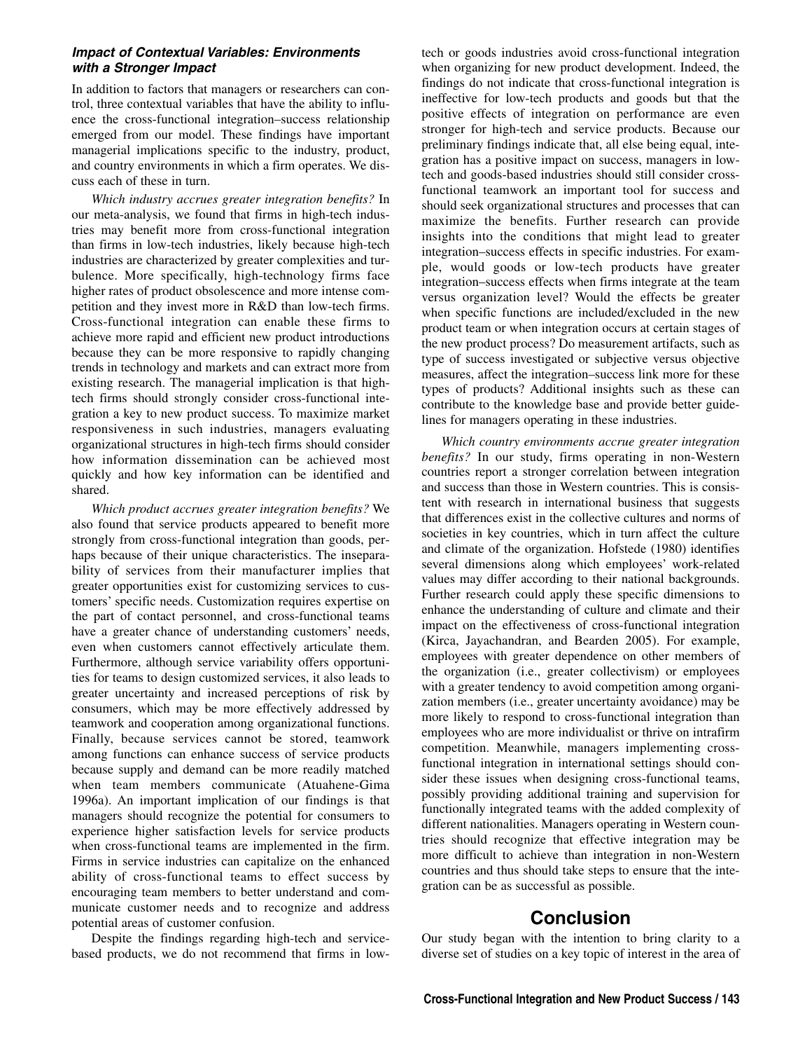### *Impact of Contextual Variables: Environments with a Stronger Impact*

In addition to factors that managers or researchers can control, three contextual variables that have the ability to influence the cross-functional integration–success relationship emerged from our model. These findings have important managerial implications specific to the industry, product, and country environments in which a firm operates. We discuss each of these in turn.

*Which industry accrues greater integration benefits?* In our meta-analysis, we found that firms in high-tech industries may benefit more from cross-functional integration than firms in low-tech industries, likely because high-tech industries are characterized by greater complexities and turbulence. More specifically, high-technology firms face higher rates of product obsolescence and more intense competition and they invest more in R&D than low-tech firms. Cross-functional integration can enable these firms to achieve more rapid and efficient new product introductions because they can be more responsive to rapidly changing trends in technology and markets and can extract more from existing research. The managerial implication is that high-tech firms should strongly consider cross-functional integration a key to new product success. To maximize market responsiveness in such industries, managers evaluating organizational structures in high-tech firms should consider how information dissemination can be achieved most quickly and how key information can be identified and shared.

*Which product accrues greater integration benefits?* We also found that service products appeared to benefit more strongly from cross-functional integration than goods, perhaps because of their unique characteristics. The inseparability of services from their manufacturer implies that greater opportunities exist for customizing services to customers' specific needs. Customization requires expertise on the part of contact personnel, and cross-functional teams have a greater chance of understanding customers' needs, even when customers cannot effectively articulate them. Furthermore, although service variability offers opportunities for teams to design customized services, it also leads to greater uncertainty and increased perceptions of risk by consumers, which may be more effectively addressed by teamwork and cooperation among organizational functions. Finally, because services cannot be stored, teamwork among functions can enhance success of service products because supply and demand can be more readily matched when team members communicate (Atuahene-Gima 1996a). An important implication of our findings is that managers should recognize the potential for consumers to experience higher satisfaction levels for service products when cross-functional teams are implemented in the firm. Firms in service industries can capitalize on the enhanced ability of cross-functional teams to effect success by encouraging team members to better understand and communicate customer needs and to recognize and address potential areas of customer confusion.

Despite the findings regarding high-tech and service-based products, we do not recommend that firms in low-tech or goods industries avoid cross-functional integration when organizing for new product development. Indeed, the findings do not indicate that cross-functional integration is ineffective for low-tech products and goods but that the positive effects of integration on performance are even stronger for high-tech and service products. Because our preliminary findings indicate that, all else being equal, integration has a positive impact on success, managers in low-tech and goods-based industries should still consider cross-functional teamwork an important tool for success and should seek organizational structures and processes that can maximize the benefits. Further research can provide insights into the conditions that might lead to greater integration–success effects in specific industries. For example, would goods or low-tech products have greater integration–success effects when firms integrate at the team versus organization level? Would the effects be greater when specific functions are included/excluded in the new product team or when integration occurs at certain stages of the new product process? Do measurement artifacts, such as type of success investigated or subjective versus objective measures, affect the integration–success link more for these types of products? Additional insights such as these can contribute to the knowledge base and provide better guidelines for managers operating in these industries.

*Which country environments accrue greater integration benefits?* In our study, firms operating in non-Western countries report a stronger correlation between integration and success than those in Western countries. This is consistent with research in international business that suggests that differences exist in the collective cultures and norms of societies in key countries, which in turn affect the culture and climate of the organization. Hofstede (1980) identifies several dimensions along which employees' work-related values may differ according to their national backgrounds. Further research could apply these specific dimensions to enhance the understanding of culture and climate and their impact on the effectiveness of cross-functional integration (Kirca, Jayachandran, and Bearden 2005). For example, employees with greater dependence on other members of the organization (i.e., greater collectivism) or employees with a greater tendency to avoid competition among organization members (i.e., greater uncertainty avoidance) may be more likely to respond to cross-functional integration than employees who are more individualist or thrive on intrafirm competition. Meanwhile, managers implementing cross-functional integration in international settings should consider these issues when designing cross-functional teams, possibly providing additional training and supervision for functionally integrated teams with the added complexity of different nationalities. Managers operating in Western countries should recognize that effective integration may be more difficult to achieve than integration in non-Western countries and thus should take steps to ensure that the integration can be as successful as possible.

## Conclusion

Our study began with the intention to bring clarity to a diverse set of studies on a key topic of interest in the area of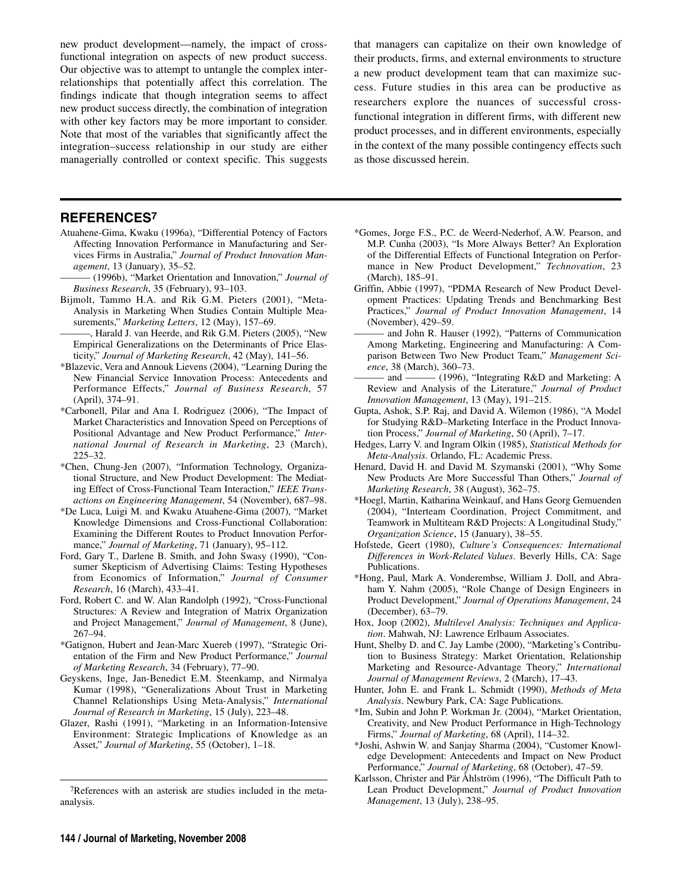new product development—namely, the impact of cross-functional integration on aspects of new product success. Our objective was to attempt to untangle the complex interrelationships that potentially affect this correlation. The findings indicate that though integration seems to affect new product success directly, the combination of integration with other key factors may be more important to consider. Note that most of the variables that significantly affect the integration–success relationship in our study are either managerially controlled or context specific. This suggests that managers can capitalize on their own knowledge of their products, firms, and external environments to structure a new product development team that can maximize success. Future studies in this area can be productive as researchers explore the nuances of successful cross-functional integration in different firms, with different new product processes, and in different environments, especially in the context of the many possible contingency effects such as those discussed herein.

## REFERENCES[7]

Atuahene-Gima, Kwaku (1996a), "Differential Potency of Factors Affecting Innovation Performance in Manufacturing and Services Firms in Australia," *Journal of Product Innovation Management*, 13 (January), 35–52.

——— (1996b), "Market Orientation and Innovation," *Journal of Business Research*, 35 (February), 93–103.

Bijmolt, Tammo H.A. and Rik G.M. Pieters (2001), "Meta-Analysis in Marketing When Studies Contain Multiple Measurements," *Marketing Letters*, 12 (May), 157–69.

———, Harald J. van Heerde, and Rik G.M. Pieters (2005), "New Empirical Generalizations on the Determinants of Price Elasticity," *Journal of Marketing Research*, 42 (May), 141–56.

*Blazevic, Vera and Annouk Lievens (2004), "Learning During the New Financial Service Innovation Process: Antecedents and Performance Effects," *Journal of Business Research*, 57 (April), 374–91.

*Carbonell, Pilar and Ana I. Rodriguez (2006), "The Impact of Market Characteristics and Innovation Speed on Perceptions of Positional Advantage and New Product Performance," *International Journal of Research in Marketing*, 23 (March), 225–32.

*Chen, Chung-Jen (2007), "Information Technology, Organizational Structure, and New Product Development: The Mediating Effect of Cross-Functional Team Interaction," *IEEE Transactions on Engineering Management*, 54 (November), 687–98.

*De Luca, Luigi M. and Kwaku Atuahene-Gima (2007), "Market Knowledge Dimensions and Cross-Functional Collaboration: Examining the Different Routes to Product Innovation Performance," *Journal of Marketing*, 71 (January), 95–112.

Ford, Gary T., Darlene B. Smith, and John Swasy (1990), "Consumer Skepticism of Advertising Claims: Testing Hypotheses from Economics of Information," *Journal of Consumer Research*, 16 (March), 433–41.

Ford, Robert C. and W. Alan Randolph (1992), "Cross-Functional Structures: A Review and Integration of Matrix Organization and Project Management," *Journal of Management*, 8 (June), 267–94.

*Gatignon, Hubert and Jean-Marc Xuereb (1997), "Strategic Orientation of the Firm and New Product Performance," *Journal of Marketing Research*, 34 (February), 77–90.

Geyskens, Inge, Jan-Benedict E.M. Steenkamp, and Nirmalya Kumar (1998), "Generalizations About Trust in Marketing Channel Relationships Using Meta-Analysis," *International Journal of Research in Marketing*, 15 (July), 223–48.

Glazer, Rashi (1991), "Marketing in an Information-Intensive Environment: Strategic Implications of Knowledge as an Asset," *Journal of Marketing*, 55 (October), 1–18.

*Gomes, Jorge F.S., P.C. de Weerd-Nederhof, A.W. Pearson, and M.P. Cunha (2003), "Is More Always Better? An Exploration of the Differential Effects of Functional Integration on Performance in New Product Development," *Technovation*, 23 (March), 185–91.

Griffin, Abbie (1997), "PDMA Research of New Product Development Practices: Updating Trends and Benchmarking Best Practices," *Journal of Product Innovation Management*, 14 (November), 429–59.

——— and John R. Hauser (1992), "Patterns of Communication Among Marketing, Engineering and Manufacturing: A Comparison Between Two New Product Team," *Management Science*, 38 (March), 360–73.

——— and ——— (1996), "Integrating R&D and Marketing: A Review and Analysis of the Literature," *Journal of Product Innovation Management*, 13 (May), 191–215.

Gupta, Ashok, S.P. Raj, and David A. Wilemon (1986), "A Model for Studying R&D–Marketing Interface in the Product Innovation Process," *Journal of Marketing*, 50 (April), 7–17.

Hedges, Larry V. and Ingram Olkin (1985), *Statistical Methods for Meta-Analysis*. Orlando, FL: Academic Press.

Henard, David H. and David M. Szymanski (2001), "Why Some New Products Are More Successful Than Others," *Journal of Marketing Research*, 38 (August), 362–75.

*Hoegl, Martin, Katharina Weinkauf, and Hans Georg Gemuenden (2004), "Interteam Coordination, Project Commitment, and Teamwork in Multiteam R&D Projects: A Longitudinal Study," *Organization Science*, 15 (January), 38–55.

Hofstede, Geert (1980), *Culture's Consequences: International Differences in Work-Related Values*. Beverly Hills, CA: Sage Publications.

*Hong, Paul, Mark A. Vonderembse, William J. Doll, and Abraham Y. Nahm (2005), "Role Change of Design Engineers in Product Development," *Journal of Operations Management*, 24 (December), 63–79.

Hox, Joop (2002), *Multilevel Analysis: Techniques and Application*. Mahwah, NJ: Lawrence Erlbaum Associates.

Hunt, Shelby D. and C. Jay Lambe (2000), "Marketing's Contribution to Business Strategy: Market Orientation, Relationship Marketing and Resource-Advantage Theory," *International Journal of Management Reviews*, 2 (March), 17–43.

Hunter, John E. and Frank L. Schmidt (1990), *Methods of Meta Analysis*. Newbury Park, CA: Sage Publications.

*Im, Subin and John P. Workman Jr. (2004), "Market Orientation, Creativity, and New Product Performance in High-Technology Firms," *Journal of Marketing*, 68 (April), 114–32.

*Joshi, Ashwin W. and Sanjay Sharma (2004), "Customer Knowledge Development: Antecedents and Impact on New Product Performance," *Journal of Marketing*, 68 (October), 47–59.

Karlsson, Christer and Pär Åhlström (1996), "The Difficult Path to Lean Product Development," *Journal of Product Innovation Management*, 13 (July), 238–95.

[7]References with an asterisk are studies included in the meta-analysis.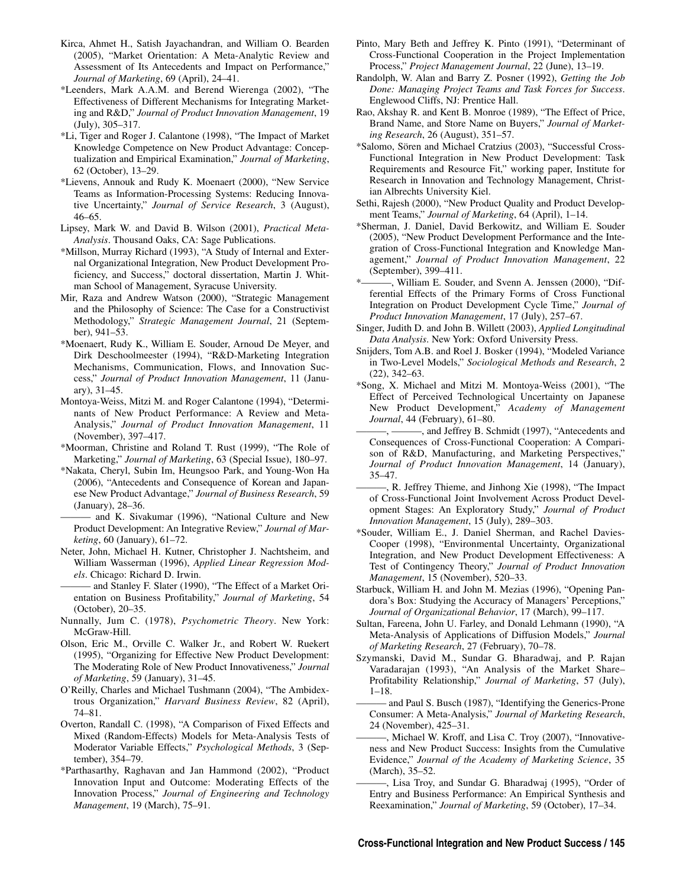Kirca, Ahmet H., Satish Jayachandran, and William O. Bearden (2005), "Market Orientation: A Meta-Analytic Review and Assessment of Its Antecedents and Impact on Performance," *Journal of Marketing*, 69 (April), 24–41.

*Leenders, Mark A.A.M. and Berend Wierenga (2002), "The Effectiveness of Different Mechanisms for Integrating Marketing and R&D," *Journal of Product Innovation Management*, 19 (July), 305–317.

*Li, Tiger and Roger J. Calantone (1998), "The Impact of Market Knowledge Competence on New Product Advantage: Conceptualization and Empirical Examination," *Journal of Marketing*, 62 (October), 13–29.

*Lievens, Annouk and Rudy K. Moenaert (2000), "New Service Teams as Information-Processing Systems: Reducing Innovative Uncertainty," *Journal of Service Research*, 3 (August), 46–65.

Lipsey, Mark W. and David B. Wilson (2001), *Practical Meta-Analysis*. Thousand Oaks, CA: Sage Publications.

*Millson, Murray Richard (1993), "A Study of Internal and External Organizational Integration, New Product Development Proficiency, and Success," doctoral dissertation, Martin J. Whitman School of Management, Syracuse University.

Mir, Raza and Andrew Watson (2000), "Strategic Management and the Philosophy of Science: The Case for a Constructivist Methodology," *Strategic Management Journal*, 21 (September), 941–53.

*Moenaert, Rudy K., William E. Souder, Arnoud De Meyer, and Dirk Deschoolmeester (1994), "R&D-Marketing Integration Mechanisms, Communication, Flows, and Innovation Success," *Journal of Product Innovation Management*, 11 (January), 31–45.

Montoya-Weiss, Mitzi M. and Roger Calantone (1994), "Determinants of New Product Performance: A Review and Meta-Analysis," *Journal of Product Innovation Management*, 11 (November), 397–417.

*Moorman, Christine and Roland T. Rust (1999), "The Role of Marketing," *Journal of Marketing*, 63 (Special Issue), 180–97.

*Nakata, Cheryl, Subin Im, Heungsoo Park, and Young-Won Ha (2006), "Antecedents and Consequence of Korean and Japanese New Product Advantage," *Journal of Business Research*, 59 (January), 28–36.

——— and K. Sivakumar (1996), "National Culture and New Product Development: An Integrative Review," *Journal of Marketing*, 60 (January), 61–72.

Neter, John, Michael H. Kutner, Christopher J. Nachtsheim, and William Wasserman (1996), *Applied Linear Regression Models*. Chicago: Richard D. Irwin.

——— and Stanley F. Slater (1990), "The Effect of a Market Orientation on Business Profitability," *Journal of Marketing*, 54 (October), 20–35.

Nunnally, Jum C. (1978), *Psychometric Theory*. New York: McGraw-Hill.

Olson, Eric M., Orville C. Walker Jr., and Robert W. Ruekert (1995), "Organizing for Effective New Product Development: The Moderating Role of New Product Innovativeness," *Journal of Marketing*, 59 (January), 31–45.

O'Reilly, Charles and Michael Tushmann (2004), "The Ambidextrous Organization," *Harvard Business Review*, 82 (April), 74–81.

Overton, Randall C. (1998), "A Comparison of Fixed Effects and Mixed (Random-Effects) Models for Meta-Analysis Tests of Moderator Variable Effects," *Psychological Methods*, 3 (September), 354–79.

*Parthasarthy, Raghavan and Jan Hammond (2002), "Product Innovation Input and Outcome: Moderating Effects of the Innovation Process," *Journal of Engineering and Technology Management*, 19 (March), 75–91.

Pinto, Mary Beth and Jeffrey K. Pinto (1991), "Determinant of Cross-Functional Cooperation in the Project Implementation Process," *Project Management Journal*, 22 (June), 13–19.

Randolph, W. Alan and Barry Z. Posner (1992), *Getting the Job Done: Managing Project Teams and Task Forces for Success*. Englewood Cliffs, NJ: Prentice Hall.

Rao, Akshay R. and Kent B. Monroe (1989), "The Effect of Price, Brand Name, and Store Name on Buyers," *Journal of Marketing Research*, 26 (August), 351–57.

*Salomo, Sören and Michael Cratzius (2003), "Successful Cross-Functional Integration in New Product Development: Task Requirements and Resource Fit," working paper, Institute for Research in Innovation and Technology Management, Christian Albrechts University Kiel.

Sethi, Rajesh (2000), "New Product Quality and Product Development Teams," *Journal of Marketing*, 64 (April), 1–14.

*Sherman, J. Daniel, David Berkowitz, and William E. Souder (2005), "New Product Development Performance and the Integration of Cross-Functional Integration and Knowledge Management," *Journal of Product Innovation Management*, 22 (September), 399–411.

*———, William E. Souder, and Svenn A. Jenssen (2000), "Differential Effects of the Primary Forms of Cross Functional Integration on Product Development Cycle Time," *Journal of Product Innovation Management*, 17 (July), 257–67.

Singer, Judith D. and John B. Willett (2003), *Applied Longitudinal Data Analysis*. New York: Oxford University Press.

Snijders, Tom A.B. and Roel J. Bosker (1994), "Modeled Variance in Two-Level Models," *Sociological Methods and Research*, 2 (22), 342–63.

*Song, X. Michael and Mitzi M. Montoya-Weiss (2001), "The Effect of Perceived Technological Uncertainty on Japanese New Product Development," *Academy of Management Journal*, 44 (February), 61–80.

———, ———, and Jeffrey B. Schmidt (1997), "Antecedents and Consequences of Cross-Functional Cooperation: A Comparison of R&D, Manufacturing, and Marketing Perspectives," *Journal of Product Innovation Management*, 14 (January), 35–47.

———, R. Jeffrey Thieme, and Jinhong Xie (1998), "The Impact of Cross-Functional Joint Involvement Across Product Development Stages: An Exploratory Study," *Journal of Product Innovation Management*, 15 (July), 289–303.

*Souder, William E., J. Daniel Sherman, and Rachel Davies-Cooper (1998), "Environmental Uncertainty, Organizational Integration, and New Product Development Effectiveness: A Test of Contingency Theory," *Journal of Product Innovation Management*, 15 (November), 520–33.

Starbuck, William H. and John M. Mezias (1996), "Opening Pandora's Box: Studying the Accuracy of Managers' Perceptions," *Journal of Organizational Behavior*, 17 (March), 99–117.

Sultan, Fareena, John U. Farley, and Donald Lehmann (1990), "A Meta-Analysis of Applications of Diffusion Models," *Journal of Marketing Research*, 27 (February), 70–78.

Szymanski, David M., Sundar G. Bharadwaj, and P. Rajan Varadarajan (1993), "An Analysis of the Market Share–Profitability Relationship," *Journal of Marketing*, 57 (July), 1–18.

——— and Paul S. Busch (1987), "Identifying the Generics-Prone Consumer: A Meta-Analysis," *Journal of Marketing Research*, 24 (November), 425–31.

———, Michael W. Kroff, and Lisa C. Troy (2007), "Innovativeness and New Product Success: Insights from the Cumulative Evidence," *Journal of the Academy of Marketing Science*, 35 (March), 35–52.

———, Lisa Troy, and Sundar G. Bharadwaj (1995), "Order of Entry and Business Performance: An Empirical Synthesis and Reexamination," *Journal of Marketing*, 59 (October), 17–34.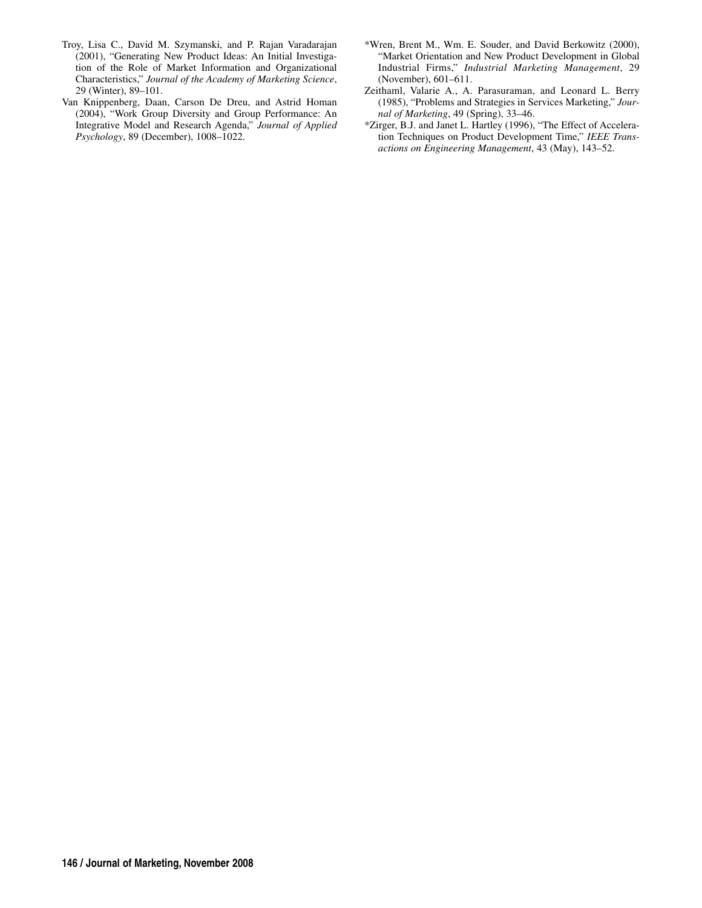Troy, Lisa C., David M. Szymanski, and P. Rajan Varadarajan (2001), "Generating New Product Ideas: An Initial Investigation of the Role of Market Information and Organizational Characteristics," *Journal of the Academy of Marketing Science*, 29 (Winter), 89–101.

Van Knippenberg, Daan, Carson De Dreu, and Astrid Homan (2004), "Work Group Diversity and Group Performance: An Integrative Model and Research Agenda," *Journal of Applied Psychology*, 89 (December), 1008–1022.

*Wren, Brent M., Wm. E. Souder, and David Berkowitz (2000), "Market Orientation and New Product Development in Global Industrial Firms," *Industrial Marketing Management*, 29 (November), 601–611.

Zeithaml, Valarie A., A. Parasuraman, and Leonard L. Berry (1985), "Problems and Strategies in Services Marketing," *Journal of Marketing*, 49 (Spring), 33–46.

*Zirger, B.J. and Janet L. Hartley (1996), "The Effect of Acceleration Techniques on Product Development Time," *IEEE Transactions on Engineering Management*, 43 (May), 143–52.